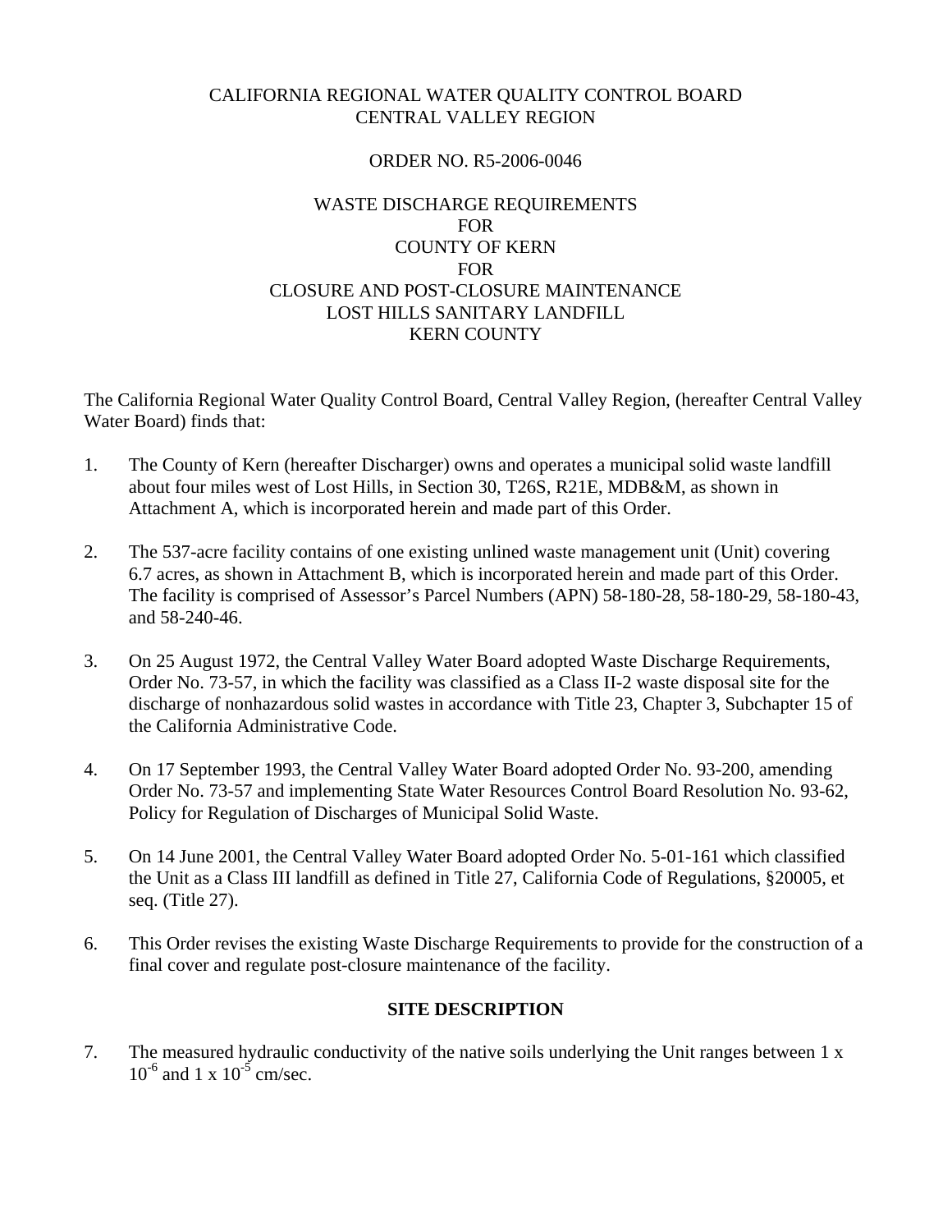CALIFORNIA REGIONAL WATER QUALITY CONTROL BOARD
CENTRAL VALLEY REGION

ORDER NO. R5-2006-0046

WASTE DISCHARGE REQUIREMENTS
FOR
COUNTY OF KERN
FOR
CLOSURE AND POST-CLOSURE MAINTENANCE
LOST HILLS SANITARY LANDFILL
KERN COUNTY

The California Regional Water Quality Control Board, Central Valley Region, (hereafter Central Valley Water Board) finds that:

1. The County of Kern (hereafter Discharger) owns and operates a municipal solid waste landfill about four miles west of Lost Hills, in Section 30, T26S, R21E, MDB&M, as shown in Attachment A, which is incorporated herein and made part of this Order.

2. The 537-acre facility contains of one existing unlined waste management unit (Unit) covering 6.7 acres, as shown in Attachment B, which is incorporated herein and made part of this Order. The facility is comprised of Assessor's Parcel Numbers (APN) 58-180-28, 58-180-29, 58-180-43, and 58-240-46.

3. On 25 August 1972, the Central Valley Water Board adopted Waste Discharge Requirements, Order No. 73-57, in which the facility was classified as a Class II-2 waste disposal site for the discharge of nonhazardous solid wastes in accordance with Title 23, Chapter 3, Subchapter 15 of the California Administrative Code.

4. On 17 September 1993, the Central Valley Water Board adopted Order No. 93-200, amending Order No. 73-57 and implementing State Water Resources Control Board Resolution No. 93-62, Policy for Regulation of Discharges of Municipal Solid Waste.

5. On 14 June 2001, the Central Valley Water Board adopted Order No. 5-01-161 which classified the Unit as a Class III landfill as defined in Title 27, California Code of Regulations, §20005, et seq. (Title 27).

6. This Order revises the existing Waste Discharge Requirements to provide for the construction of a final cover and regulate post-closure maintenance of the facility.

**SITE DESCRIPTION**

7. The measured hydraulic conductivity of the native soils underlying the Unit ranges between $1 \times 10^{-6}$ and $1 \times 10^{-5}$ cm/sec.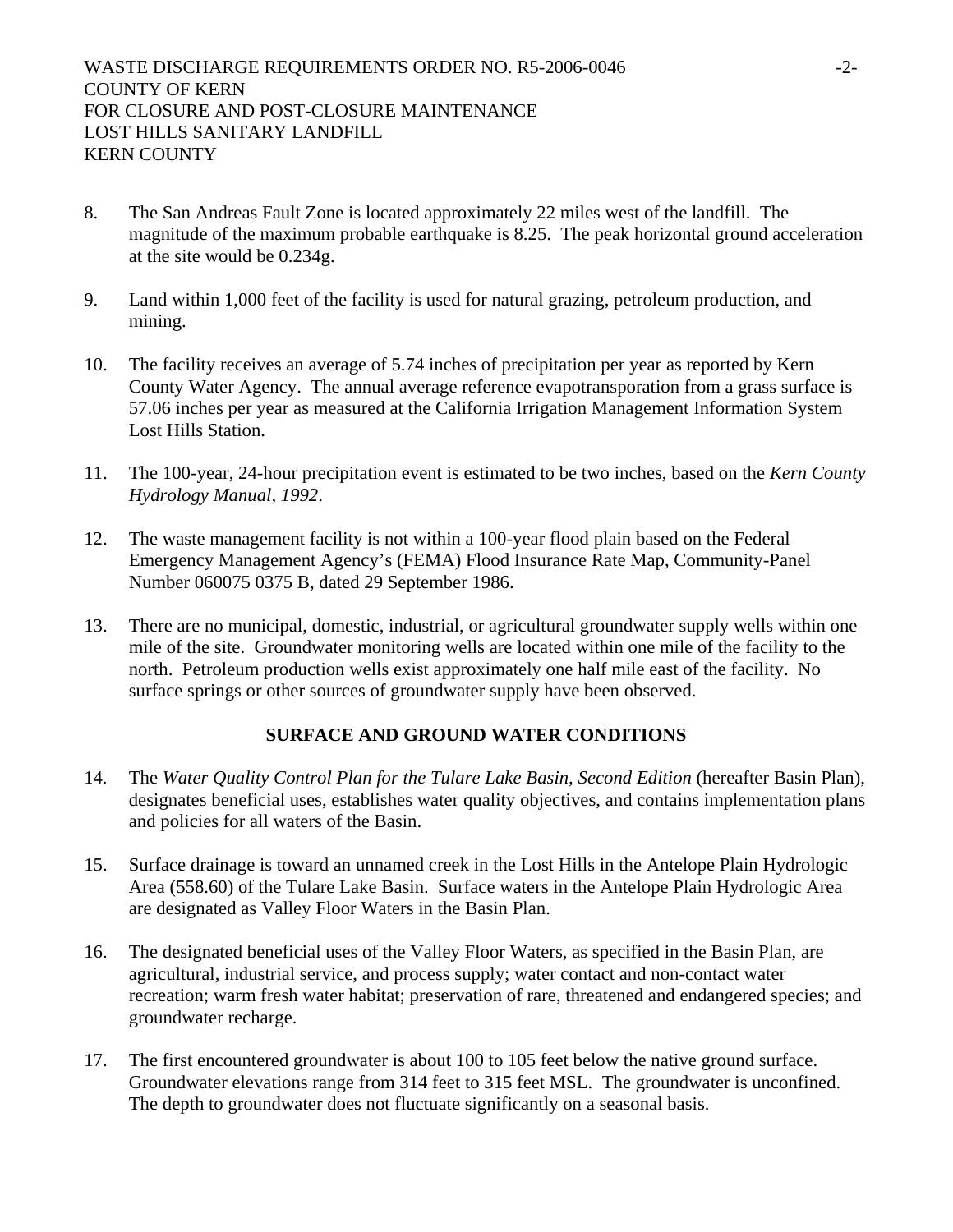8. The San Andreas Fault Zone is located approximately 22 miles west of the landfill. The magnitude of the maximum probable earthquake is 8.25. The peak horizontal ground acceleration at the site would be 0.234g.

9. Land within 1,000 feet of the facility is used for natural grazing, petroleum production, and mining.

10. The facility receives an average of 5.74 inches of precipitation per year as reported by Kern County Water Agency. The annual average reference evapotransporation from a grass surface is 57.06 inches per year as measured at the California Irrigation Management Information System Lost Hills Station.

11. The 100-year, 24-hour precipitation event is estimated to be two inches, based on the *Kern County Hydrology Manual, 1992*.

12. The waste management facility is not within a 100-year flood plain based on the Federal Emergency Management Agency's (FEMA) Flood Insurance Rate Map, Community-Panel Number 060075 0375 B, dated 29 September 1986.

13. There are no municipal, domestic, industrial, or agricultural groundwater supply wells within one mile of the site. Groundwater monitoring wells are located within one mile of the facility to the north. Petroleum production wells exist approximately one half mile east of the facility. No surface springs or other sources of groundwater supply have been observed.

## SURFACE AND GROUND WATER CONDITIONS

14. The *Water Quality Control Plan for the Tulare Lake Basin, Second Edition* (hereafter Basin Plan), designates beneficial uses, establishes water quality objectives, and contains implementation plans and policies for all waters of the Basin.

15. Surface drainage is toward an unnamed creek in the Lost Hills in the Antelope Plain Hydrologic Area (558.60) of the Tulare Lake Basin. Surface waters in the Antelope Plain Hydrologic Area are designated as Valley Floor Waters in the Basin Plan.

16. The designated beneficial uses of the Valley Floor Waters, as specified in the Basin Plan, are agricultural, industrial service, and process supply; water contact and non-contact water recreation; warm fresh water habitat; preservation of rare, threatened and endangered species; and groundwater recharge.

17. The first encountered groundwater is about 100 to 105 feet below the native ground surface. Groundwater elevations range from 314 feet to 315 feet MSL. The groundwater is unconfined. The depth to groundwater does not fluctuate significantly on a seasonal basis.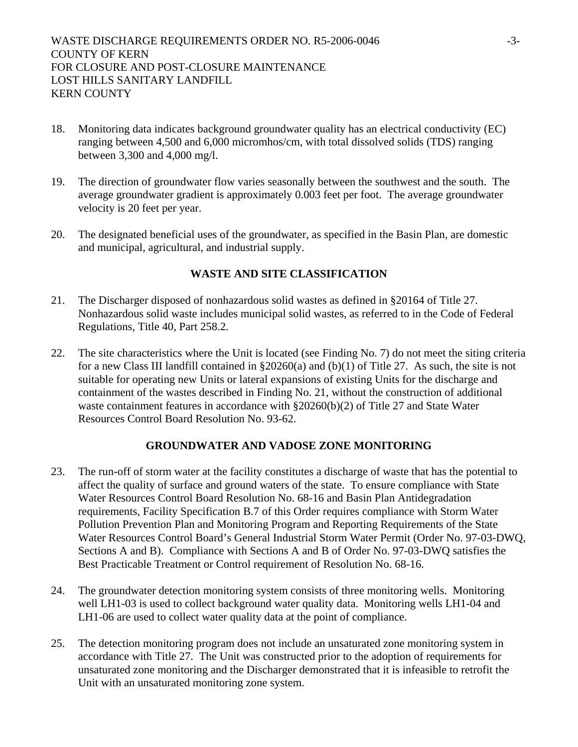18. Monitoring data indicates background groundwater quality has an electrical conductivity (EC) ranging between 4,500 and 6,000 micromhos/cm, with total dissolved solids (TDS) ranging between 3,300 and 4,000 mg/l.

19. The direction of groundwater flow varies seasonally between the southwest and the south. The average groundwater gradient is approximately 0.003 feet per foot. The average groundwater velocity is 20 feet per year.

20. The designated beneficial uses of the groundwater, as specified in the Basin Plan, are domestic and municipal, agricultural, and industrial supply.

## WASTE AND SITE CLASSIFICATION

21. The Discharger disposed of nonhazardous solid wastes as defined in §20164 of Title 27. Nonhazardous solid waste includes municipal solid wastes, as referred to in the Code of Federal Regulations, Title 40, Part 258.2.

22. The site characteristics where the Unit is located (see Finding No. 7) do not meet the siting criteria for a new Class III landfill contained in §20260(a) and (b)(1) of Title 27. As such, the site is not suitable for operating new Units or lateral expansions of existing Units for the discharge and containment of the wastes described in Finding No. 21, without the construction of additional waste containment features in accordance with §20260(b)(2) of Title 27 and State Water Resources Control Board Resolution No. 93-62.

## GROUNDWATER AND VADOSE ZONE MONITORING

23. The run-off of storm water at the facility constitutes a discharge of waste that has the potential to affect the quality of surface and ground waters of the state. To ensure compliance with State Water Resources Control Board Resolution No. 68-16 and Basin Plan Antidegradation requirements, Facility Specification B.7 of this Order requires compliance with Storm Water Pollution Prevention Plan and Monitoring Program and Reporting Requirements of the State Water Resources Control Board's General Industrial Storm Water Permit (Order No. 97-03-DWQ, Sections A and B). Compliance with Sections A and B of Order No. 97-03-DWQ satisfies the Best Practicable Treatment or Control requirement of Resolution No. 68-16.

24. The groundwater detection monitoring system consists of three monitoring wells. Monitoring well LH1-03 is used to collect background water quality data. Monitoring wells LH1-04 and LH1-06 are used to collect water quality data at the point of compliance.

25. The detection monitoring program does not include an unsaturated zone monitoring system in accordance with Title 27. The Unit was constructed prior to the adoption of requirements for unsaturated zone monitoring and the Discharger demonstrated that it is infeasible to retrofit the Unit with an unsaturated monitoring zone system.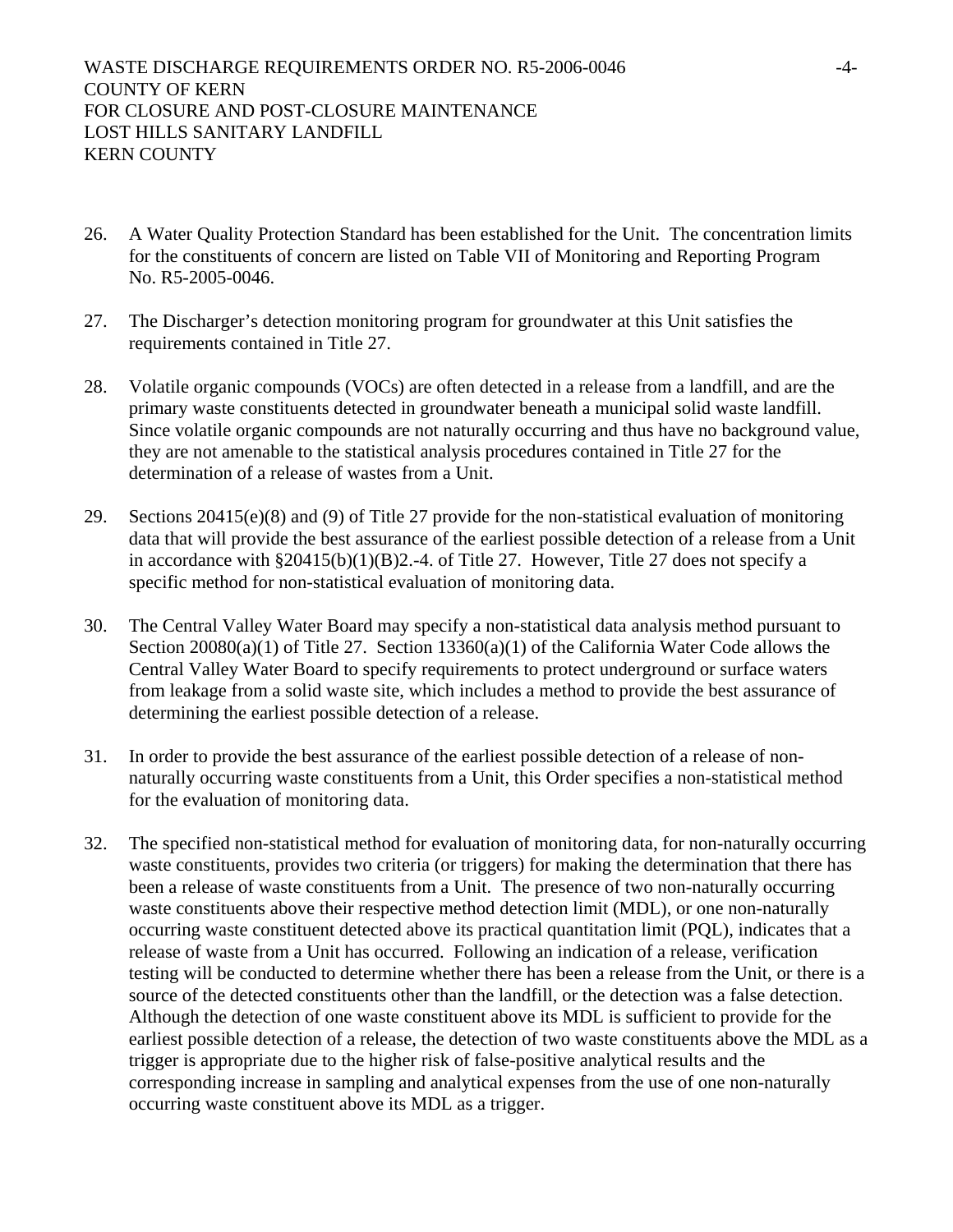26. A Water Quality Protection Standard has been established for the Unit. The concentration limits for the constituents of concern are listed on Table VII of Monitoring and Reporting Program No. R5-2005-0046.

27. The Discharger's detection monitoring program for groundwater at this Unit satisfies the requirements contained in Title 27.

28. Volatile organic compounds (VOCs) are often detected in a release from a landfill, and are the primary waste constituents detected in groundwater beneath a municipal solid waste landfill. Since volatile organic compounds are not naturally occurring and thus have no background value, they are not amenable to the statistical analysis procedures contained in Title 27 for the determination of a release of wastes from a Unit.

29. Sections 20415(e)(8) and (9) of Title 27 provide for the non-statistical evaluation of monitoring data that will provide the best assurance of the earliest possible detection of a release from a Unit in accordance with §20415(b)(1)(B)2.-4. of Title 27. However, Title 27 does not specify a specific method for non-statistical evaluation of monitoring data.

30. The Central Valley Water Board may specify a non-statistical data analysis method pursuant to Section 20080(a)(1) of Title 27. Section 13360(a)(1) of the California Water Code allows the Central Valley Water Board to specify requirements to protect underground or surface waters from leakage from a solid waste site, which includes a method to provide the best assurance of determining the earliest possible detection of a release.

31. In order to provide the best assurance of the earliest possible detection of a release of non-naturally occurring waste constituents from a Unit, this Order specifies a non-statistical method for the evaluation of monitoring data.

32. The specified non-statistical method for evaluation of monitoring data, for non-naturally occurring waste constituents, provides two criteria (or triggers) for making the determination that there has been a release of waste constituents from a Unit. The presence of two non-naturally occurring waste constituents above their respective method detection limit (MDL), or one non-naturally occurring waste constituent detected above its practical quantitation limit (PQL), indicates that a release of waste from a Unit has occurred. Following an indication of a release, verification testing will be conducted to determine whether there has been a release from the Unit, or there is a source of the detected constituents other than the landfill, or the detection was a false detection. Although the detection of one waste constituent above its MDL is sufficient to provide for the earliest possible detection of a release, the detection of two waste constituents above the MDL as a trigger is appropriate due to the higher risk of false-positive analytical results and the corresponding increase in sampling and analytical expenses from the use of one non-naturally occurring waste constituent above its MDL as a trigger.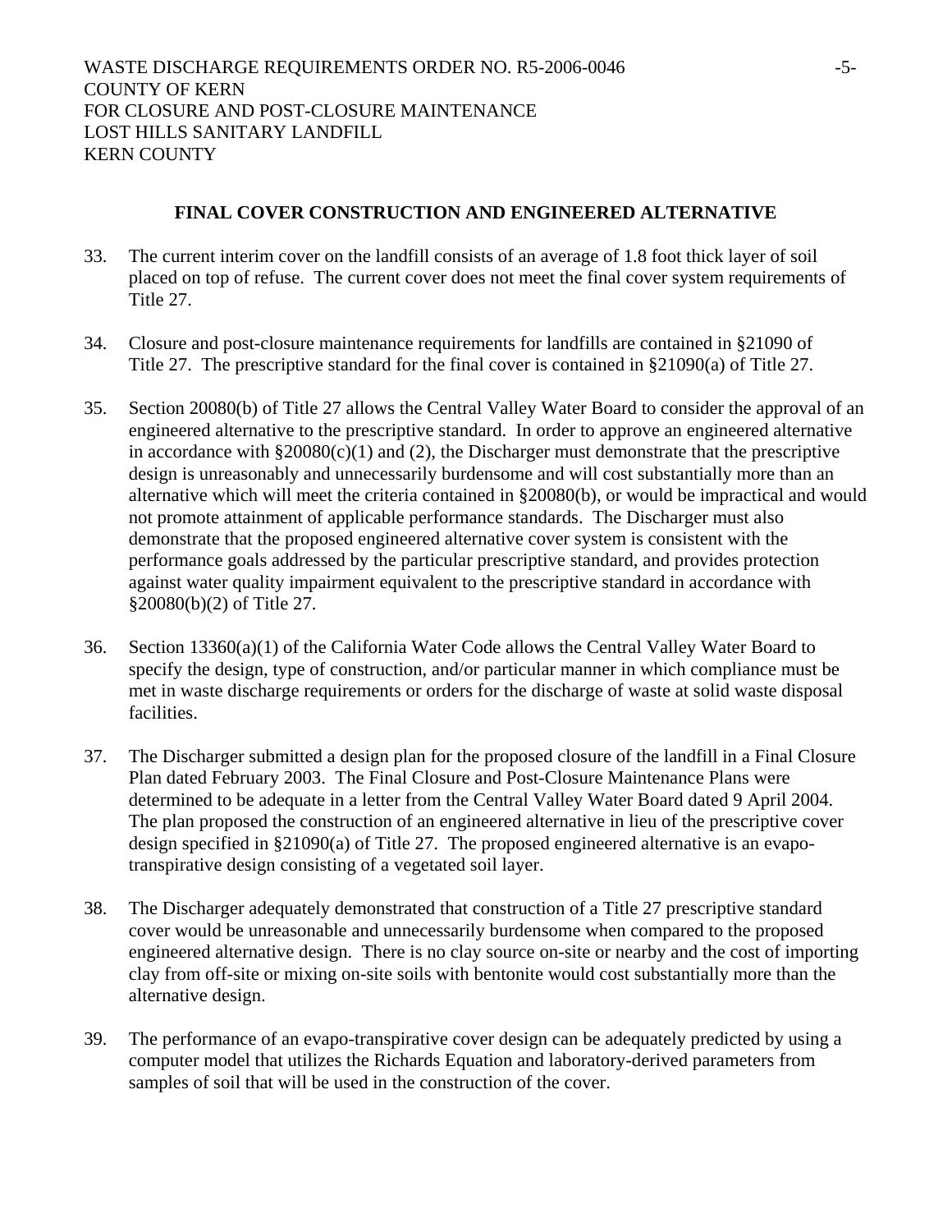## FINAL COVER CONSTRUCTION AND ENGINEERED ALTERNATIVE

33. The current interim cover on the landfill consists of an average of 1.8 foot thick layer of soil placed on top of refuse. The current cover does not meet the final cover system requirements of Title 27.

34. Closure and post-closure maintenance requirements for landfills are contained in §21090 of Title 27. The prescriptive standard for the final cover is contained in §21090(a) of Title 27.

35. Section 20080(b) of Title 27 allows the Central Valley Water Board to consider the approval of an engineered alternative to the prescriptive standard. In order to approve an engineered alternative in accordance with §20080(c)(1) and (2), the Discharger must demonstrate that the prescriptive design is unreasonably and unnecessarily burdensome and will cost substantially more than an alternative which will meet the criteria contained in §20080(b), or would be impractical and would not promote attainment of applicable performance standards. The Discharger must also demonstrate that the proposed engineered alternative cover system is consistent with the performance goals addressed by the particular prescriptive standard, and provides protection against water quality impairment equivalent to the prescriptive standard in accordance with §20080(b)(2) of Title 27.

36. Section 13360(a)(1) of the California Water Code allows the Central Valley Water Board to specify the design, type of construction, and/or particular manner in which compliance must be met in waste discharge requirements or orders for the discharge of waste at solid waste disposal facilities.

37. The Discharger submitted a design plan for the proposed closure of the landfill in a Final Closure Plan dated February 2003. The Final Closure and Post-Closure Maintenance Plans were determined to be adequate in a letter from the Central Valley Water Board dated 9 April 2004. The plan proposed the construction of an engineered alternative in lieu of the prescriptive cover design specified in §21090(a) of Title 27. The proposed engineered alternative is an evapo-transpirative design consisting of a vegetated soil layer.

38. The Discharger adequately demonstrated that construction of a Title 27 prescriptive standard cover would be unreasonable and unnecessarily burdensome when compared to the proposed engineered alternative design. There is no clay source on-site or nearby and the cost of importing clay from off-site or mixing on-site soils with bentonite would cost substantially more than the alternative design.

39. The performance of an evapo-transpirative cover design can be adequately predicted by using a computer model that utilizes the Richards Equation and laboratory-derived parameters from samples of soil that will be used in the construction of the cover.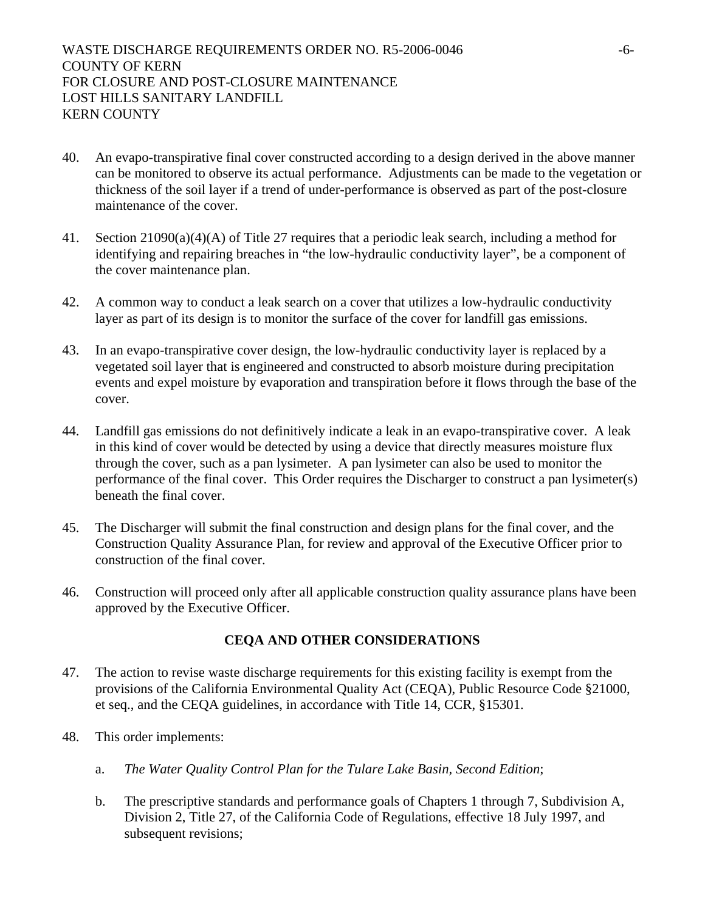40. An evapo-transpirative final cover constructed according to a design derived in the above manner can be monitored to observe its actual performance. Adjustments can be made to the vegetation or thickness of the soil layer if a trend of under-performance is observed as part of the post-closure maintenance of the cover.

41. Section 21090(a)(4)(A) of Title 27 requires that a periodic leak search, including a method for identifying and repairing breaches in "the low-hydraulic conductivity layer", be a component of the cover maintenance plan.

42. A common way to conduct a leak search on a cover that utilizes a low-hydraulic conductivity layer as part of its design is to monitor the surface of the cover for landfill gas emissions.

43. In an evapo-transpirative cover design, the low-hydraulic conductivity layer is replaced by a vegetated soil layer that is engineered and constructed to absorb moisture during precipitation events and expel moisture by evaporation and transpiration before it flows through the base of the cover.

44. Landfill gas emissions do not definitively indicate a leak in an evapo-transpirative cover. A leak in this kind of cover would be detected by using a device that directly measures moisture flux through the cover, such as a pan lysimeter. A pan lysimeter can also be used to monitor the performance of the final cover. This Order requires the Discharger to construct a pan lysimeter(s) beneath the final cover.

45. The Discharger will submit the final construction and design plans for the final cover, and the Construction Quality Assurance Plan, for review and approval of the Executive Officer prior to construction of the final cover.

46. Construction will proceed only after all applicable construction quality assurance plans have been approved by the Executive Officer.

## CEQA AND OTHER CONSIDERATIONS

47. The action to revise waste discharge requirements for this existing facility is exempt from the provisions of the California Environmental Quality Act (CEQA), Public Resource Code §21000, et seq., and the CEQA guidelines, in accordance with Title 14, CCR, §15301.

48. This order implements:

    a. *The Water Quality Control Plan for the Tulare Lake Basin, Second Edition*;

    b. The prescriptive standards and performance goals of Chapters 1 through 7, Subdivision A, Division 2, Title 27, of the California Code of Regulations, effective 18 July 1997, and subsequent revisions;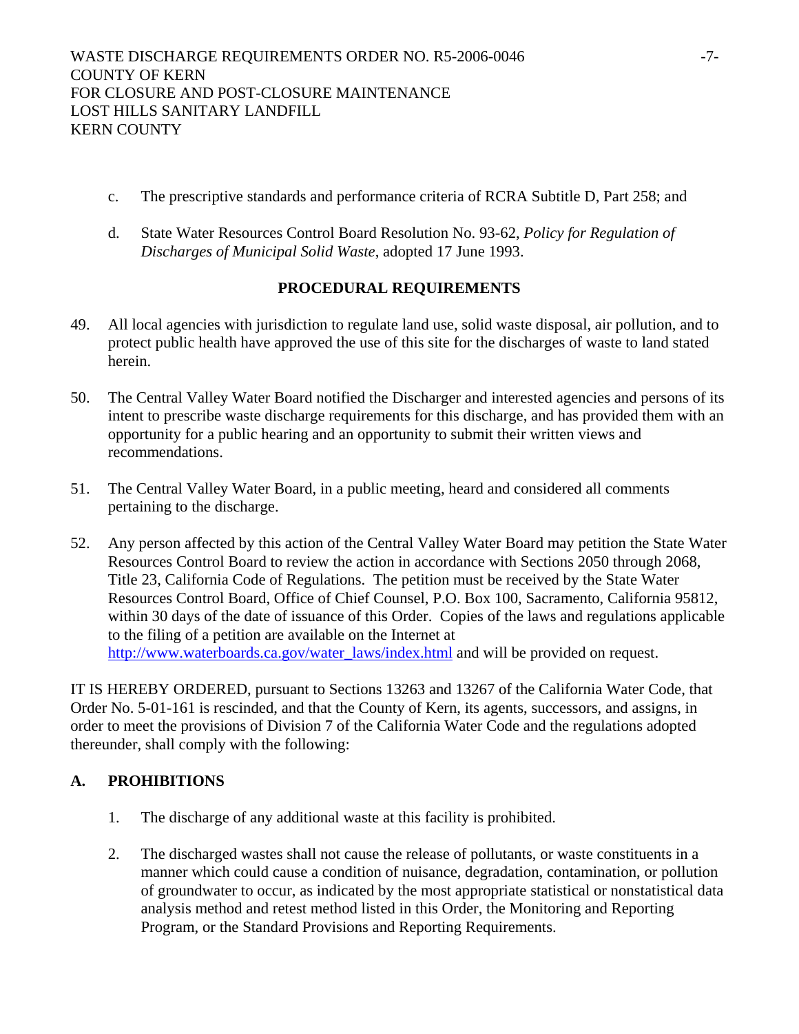c. The prescriptive standards and performance criteria of RCRA Subtitle D, Part 258; and

d. State Water Resources Control Board Resolution No. 93-62, *Policy for Regulation of Discharges of Municipal Solid Waste*, adopted 17 June 1993.

## PROCEDURAL REQUIREMENTS

49. All local agencies with jurisdiction to regulate land use, solid waste disposal, air pollution, and to protect public health have approved the use of this site for the discharges of waste to land stated herein.

50. The Central Valley Water Board notified the Discharger and interested agencies and persons of its intent to prescribe waste discharge requirements for this discharge, and has provided them with an opportunity for a public hearing and an opportunity to submit their written views and recommendations.

51. The Central Valley Water Board, in a public meeting, heard and considered all comments pertaining to the discharge.

52. Any person affected by this action of the Central Valley Water Board may petition the State Water Resources Control Board to review the action in accordance with Sections 2050 through 2068, Title 23, California Code of Regulations. The petition must be received by the State Water Resources Control Board, Office of Chief Counsel, P.O. Box 100, Sacramento, California 95812, within 30 days of the date of issuance of this Order. Copies of the laws and regulations applicable to the filing of a petition are available on the Internet at http://www.waterboards.ca.gov/water_laws/index.html and will be provided on request.

IT IS HEREBY ORDERED, pursuant to Sections 13263 and 13267 of the California Water Code, that Order No. 5-01-161 is rescinded, and that the County of Kern, its agents, successors, and assigns, in order to meet the provisions of Division 7 of the California Water Code and the regulations adopted thereunder, shall comply with the following:

## A. PROHIBITIONS

1. The discharge of any additional waste at this facility is prohibited.

2. The discharged wastes shall not cause the release of pollutants, or waste constituents in a manner which could cause a condition of nuisance, degradation, contamination, or pollution of groundwater to occur, as indicated by the most appropriate statistical or nonstatistical data analysis method and retest method listed in this Order, the Monitoring and Reporting Program, or the Standard Provisions and Reporting Requirements.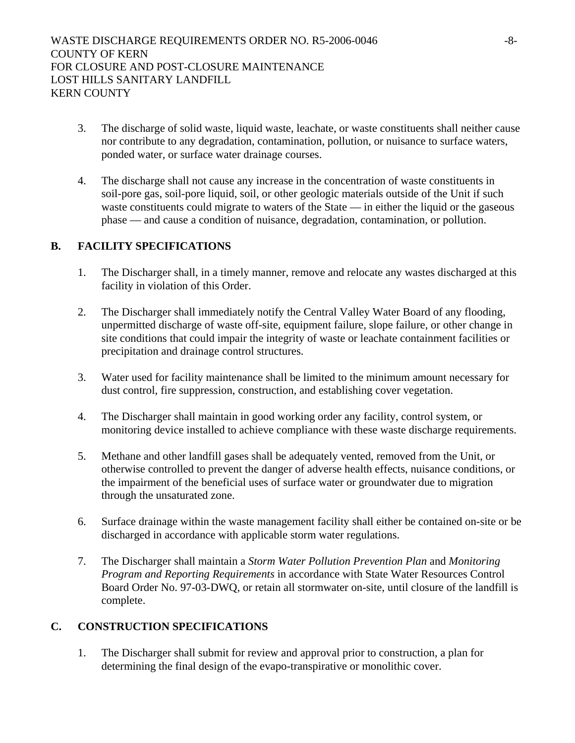3. The discharge of solid waste, liquid waste, leachate, or waste constituents shall neither cause nor contribute to any degradation, contamination, pollution, or nuisance to surface waters, ponded water, or surface water drainage courses.

4. The discharge shall not cause any increase in the concentration of waste constituents in soil-pore gas, soil-pore liquid, soil, or other geologic materials outside of the Unit if such waste constituents could migrate to waters of the State — in either the liquid or the gaseous phase — and cause a condition of nuisance, degradation, contamination, or pollution.

## B. FACILITY SPECIFICATIONS

1. The Discharger shall, in a timely manner, remove and relocate any wastes discharged at this facility in violation of this Order.

2. The Discharger shall immediately notify the Central Valley Water Board of any flooding, unpermitted discharge of waste off-site, equipment failure, slope failure, or other change in site conditions that could impair the integrity of waste or leachate containment facilities or precipitation and drainage control structures.

3. Water used for facility maintenance shall be limited to the minimum amount necessary for dust control, fire suppression, construction, and establishing cover vegetation.

4. The Discharger shall maintain in good working order any facility, control system, or monitoring device installed to achieve compliance with these waste discharge requirements.

5. Methane and other landfill gases shall be adequately vented, removed from the Unit, or otherwise controlled to prevent the danger of adverse health effects, nuisance conditions, or the impairment of the beneficial uses of surface water or groundwater due to migration through the unsaturated zone.

6. Surface drainage within the waste management facility shall either be contained on-site or be discharged in accordance with applicable storm water regulations.

7. The Discharger shall maintain a *Storm Water Pollution Prevention Plan* and *Monitoring Program and Reporting Requirements* in accordance with State Water Resources Control Board Order No. 97-03-DWQ, or retain all stormwater on-site, until closure of the landfill is complete.

## C. CONSTRUCTION SPECIFICATIONS

1. The Discharger shall submit for review and approval prior to construction, a plan for determining the final design of the evapo-transpirative or monolithic cover.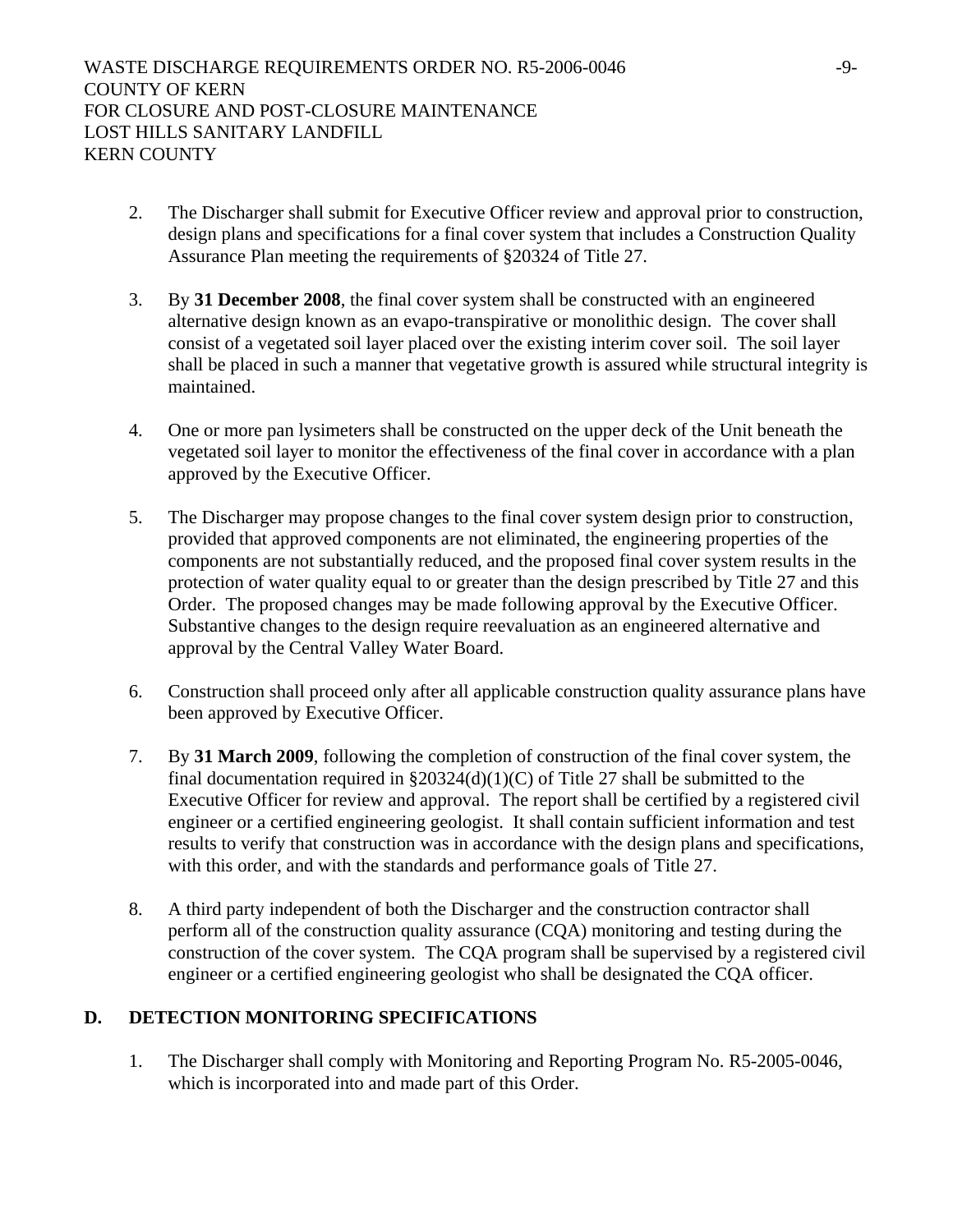2. The Discharger shall submit for Executive Officer review and approval prior to construction, design plans and specifications for a final cover system that includes a Construction Quality Assurance Plan meeting the requirements of §20324 of Title 27.

3. By **31 December 2008**, the final cover system shall be constructed with an engineered alternative design known as an evapo-transpirative or monolithic design. The cover shall consist of a vegetated soil layer placed over the existing interim cover soil. The soil layer shall be placed in such a manner that vegetative growth is assured while structural integrity is maintained.

4. One or more pan lysimeters shall be constructed on the upper deck of the Unit beneath the vegetated soil layer to monitor the effectiveness of the final cover in accordance with a plan approved by the Executive Officer.

5. The Discharger may propose changes to the final cover system design prior to construction, provided that approved components are not eliminated, the engineering properties of the components are not substantially reduced, and the proposed final cover system results in the protection of water quality equal to or greater than the design prescribed by Title 27 and this Order. The proposed changes may be made following approval by the Executive Officer. Substantive changes to the design require reevaluation as an engineered alternative and approval by the Central Valley Water Board.

6. Construction shall proceed only after all applicable construction quality assurance plans have been approved by Executive Officer.

7. By **31 March 2009**, following the completion of construction of the final cover system, the final documentation required in §20324(d)(1)(C) of Title 27 shall be submitted to the Executive Officer for review and approval. The report shall be certified by a registered civil engineer or a certified engineering geologist. It shall contain sufficient information and test results to verify that construction was in accordance with the design plans and specifications, with this order, and with the standards and performance goals of Title 27.

8. A third party independent of both the Discharger and the construction contractor shall perform all of the construction quality assurance (CQA) monitoring and testing during the construction of the cover system. The CQA program shall be supervised by a registered civil engineer or a certified engineering geologist who shall be designated the CQA officer.

## D. DETECTION MONITORING SPECIFICATIONS

1. The Discharger shall comply with Monitoring and Reporting Program No. R5-2005-0046, which is incorporated into and made part of this Order.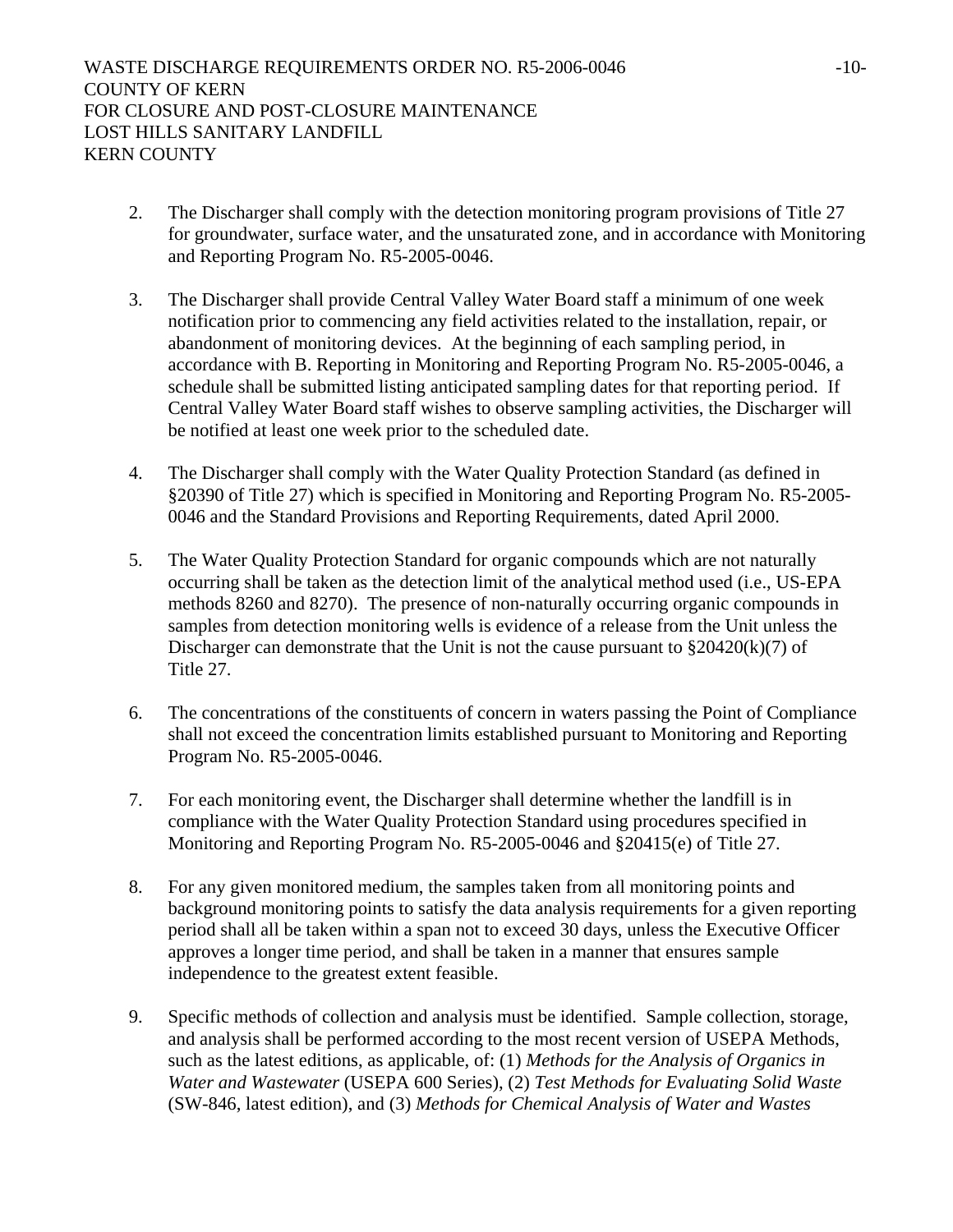2. The Discharger shall comply with the detection monitoring program provisions of Title 27 for groundwater, surface water, and the unsaturated zone, and in accordance with Monitoring and Reporting Program No. R5-2005-0046.

3. The Discharger shall provide Central Valley Water Board staff a minimum of one week notification prior to commencing any field activities related to the installation, repair, or abandonment of monitoring devices. At the beginning of each sampling period, in accordance with B. Reporting in Monitoring and Reporting Program No. R5-2005-0046, a schedule shall be submitted listing anticipated sampling dates for that reporting period. If Central Valley Water Board staff wishes to observe sampling activities, the Discharger will be notified at least one week prior to the scheduled date.

4. The Discharger shall comply with the Water Quality Protection Standard (as defined in §20390 of Title 27) which is specified in Monitoring and Reporting Program No. R5-2005-0046 and the Standard Provisions and Reporting Requirements, dated April 2000.

5. The Water Quality Protection Standard for organic compounds which are not naturally occurring shall be taken as the detection limit of the analytical method used (i.e., US-EPA methods 8260 and 8270). The presence of non-naturally occurring organic compounds in samples from detection monitoring wells is evidence of a release from the Unit unless the Discharger can demonstrate that the Unit is not the cause pursuant to §20420(k)(7) of Title 27.

6. The concentrations of the constituents of concern in waters passing the Point of Compliance shall not exceed the concentration limits established pursuant to Monitoring and Reporting Program No. R5-2005-0046.

7. For each monitoring event, the Discharger shall determine whether the landfill is in compliance with the Water Quality Protection Standard using procedures specified in Monitoring and Reporting Program No. R5-2005-0046 and §20415(e) of Title 27.

8. For any given monitored medium, the samples taken from all monitoring points and background monitoring points to satisfy the data analysis requirements for a given reporting period shall all be taken within a span not to exceed 30 days, unless the Executive Officer approves a longer time period, and shall be taken in a manner that ensures sample independence to the greatest extent feasible.

9. Specific methods of collection and analysis must be identified. Sample collection, storage, and analysis shall be performed according to the most recent version of USEPA Methods, such as the latest editions, as applicable, of: (1) *Methods for the Analysis of Organics in Water and Wastewater* (USEPA 600 Series), (2) *Test Methods for Evaluating Solid Waste* (SW-846, latest edition), and (3) *Methods for Chemical Analysis of Water and Wastes*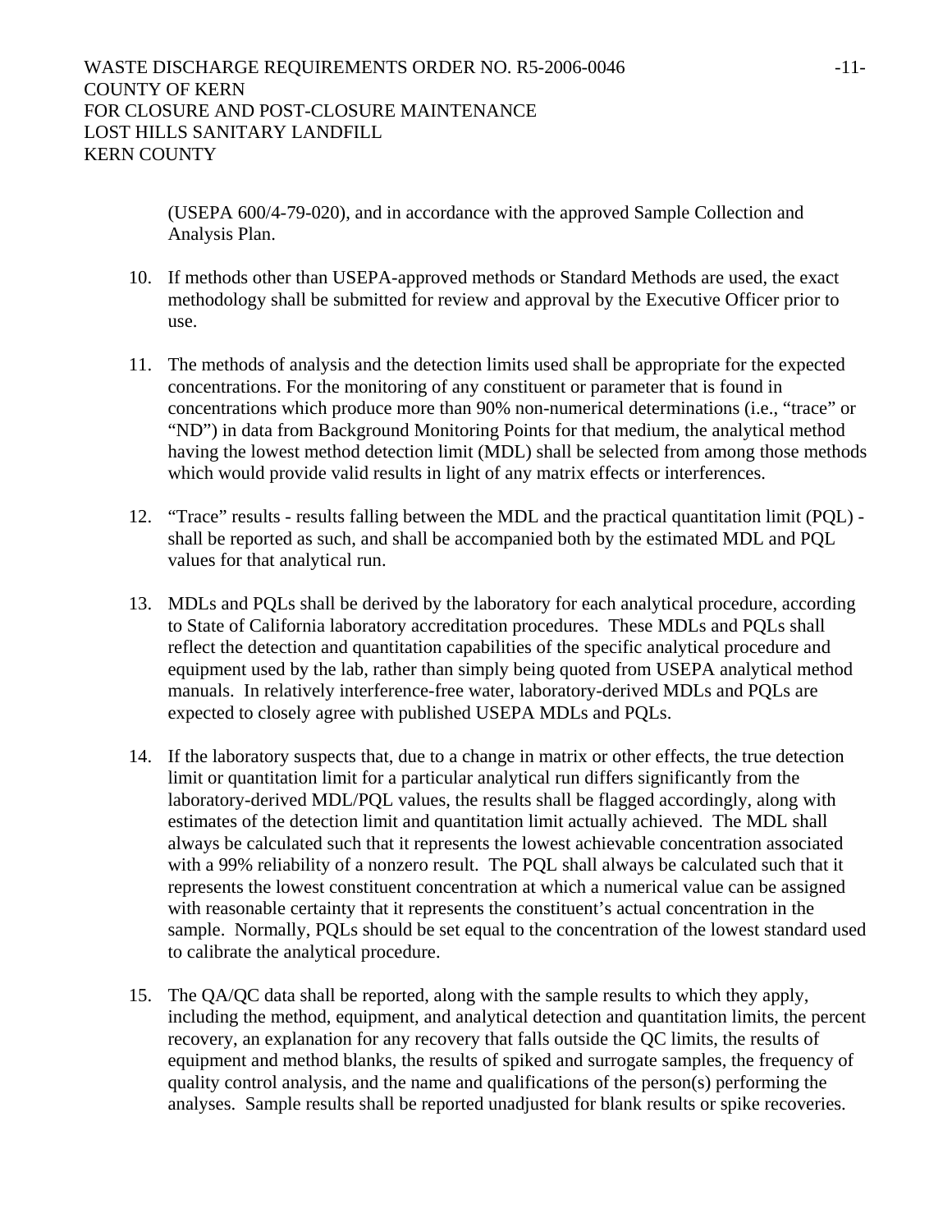(USEPA 600/4-79-020), and in accordance with the approved Sample Collection and Analysis Plan.

10. If methods other than USEPA-approved methods or Standard Methods are used, the exact methodology shall be submitted for review and approval by the Executive Officer prior to use.

11. The methods of analysis and the detection limits used shall be appropriate for the expected concentrations. For the monitoring of any constituent or parameter that is found in concentrations which produce more than 90% non-numerical determinations (i.e., "trace" or "ND") in data from Background Monitoring Points for that medium, the analytical method having the lowest method detection limit (MDL) shall be selected from among those methods which would provide valid results in light of any matrix effects or interferences.

12. "Trace" results - results falling between the MDL and the practical quantitation limit (PQL) - shall be reported as such, and shall be accompanied both by the estimated MDL and PQL values for that analytical run.

13. MDLs and PQLs shall be derived by the laboratory for each analytical procedure, according to State of California laboratory accreditation procedures. These MDLs and PQLs shall reflect the detection and quantitation capabilities of the specific analytical procedure and equipment used by the lab, rather than simply being quoted from USEPA analytical method manuals. In relatively interference-free water, laboratory-derived MDLs and PQLs are expected to closely agree with published USEPA MDLs and PQLs.

14. If the laboratory suspects that, due to a change in matrix or other effects, the true detection limit or quantitation limit for a particular analytical run differs significantly from the laboratory-derived MDL/PQL values, the results shall be flagged accordingly, along with estimates of the detection limit and quantitation limit actually achieved. The MDL shall always be calculated such that it represents the lowest achievable concentration associated with a 99% reliability of a nonzero result. The PQL shall always be calculated such that it represents the lowest constituent concentration at which a numerical value can be assigned with reasonable certainty that it represents the constituent's actual concentration in the sample. Normally, PQLs should be set equal to the concentration of the lowest standard used to calibrate the analytical procedure.

15. The QA/QC data shall be reported, along with the sample results to which they apply, including the method, equipment, and analytical detection and quantitation limits, the percent recovery, an explanation for any recovery that falls outside the QC limits, the results of equipment and method blanks, the results of spiked and surrogate samples, the frequency of quality control analysis, and the name and qualifications of the person(s) performing the analyses. Sample results shall be reported unadjusted for blank results or spike recoveries.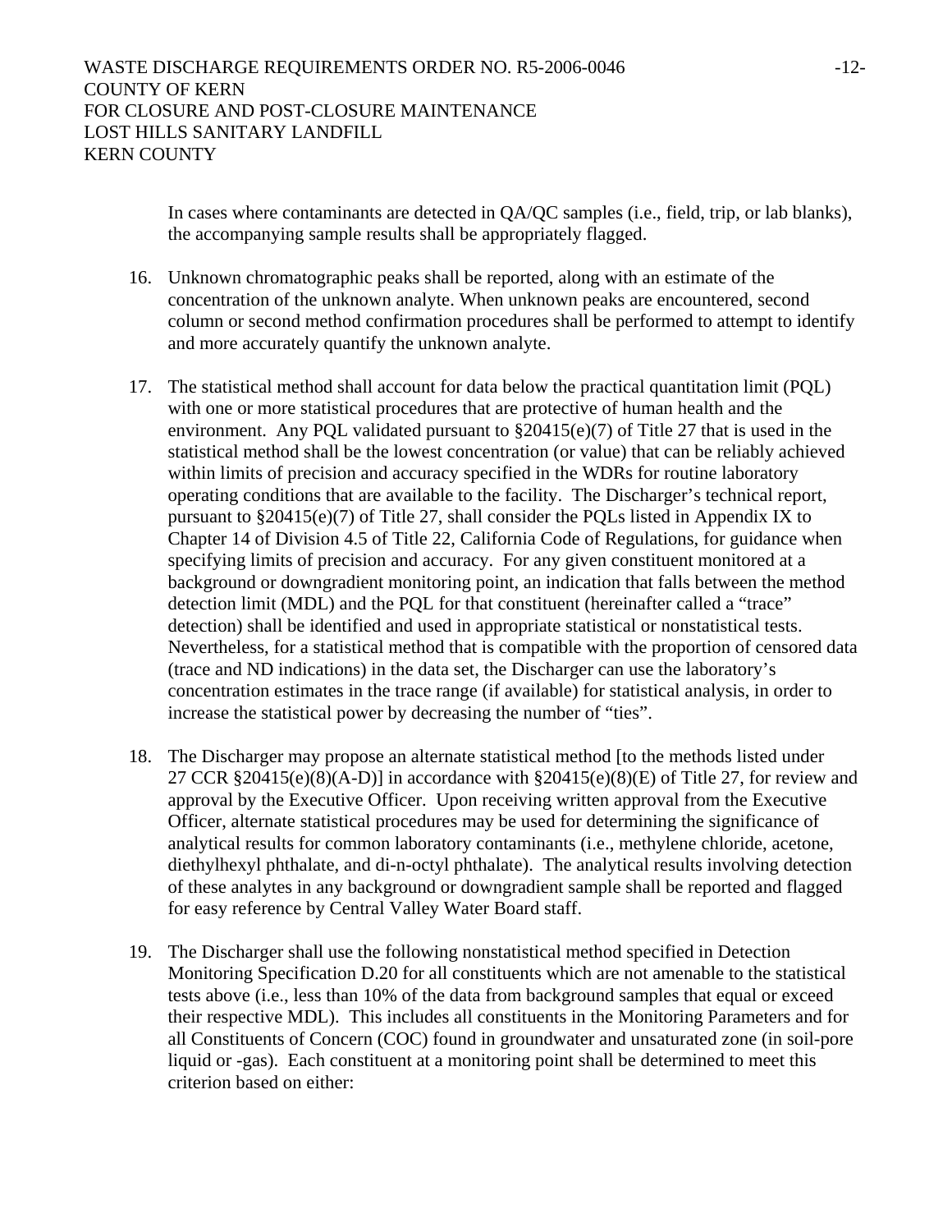In cases where contaminants are detected in QA/QC samples (i.e., field, trip, or lab blanks), the accompanying sample results shall be appropriately flagged.

16. Unknown chromatographic peaks shall be reported, along with an estimate of the concentration of the unknown analyte. When unknown peaks are encountered, second column or second method confirmation procedures shall be performed to attempt to identify and more accurately quantify the unknown analyte.

17. The statistical method shall account for data below the practical quantitation limit (PQL) with one or more statistical procedures that are protective of human health and the environment. Any PQL validated pursuant to §20415(e)(7) of Title 27 that is used in the statistical method shall be the lowest concentration (or value) that can be reliably achieved within limits of precision and accuracy specified in the WDRs for routine laboratory operating conditions that are available to the facility. The Discharger's technical report, pursuant to §20415(e)(7) of Title 27, shall consider the PQLs listed in Appendix IX to Chapter 14 of Division 4.5 of Title 22, California Code of Regulations, for guidance when specifying limits of precision and accuracy. For any given constituent monitored at a background or downgradient monitoring point, an indication that falls between the method detection limit (MDL) and the PQL for that constituent (hereinafter called a "trace" detection) shall be identified and used in appropriate statistical or nonstatistical tests. Nevertheless, for a statistical method that is compatible with the proportion of censored data (trace and ND indications) in the data set, the Discharger can use the laboratory's concentration estimates in the trace range (if available) for statistical analysis, in order to increase the statistical power by decreasing the number of "ties".

18. The Discharger may propose an alternate statistical method [to the methods listed under 27 CCR §20415(e)(8)(A-D)] in accordance with §20415(e)(8)(E) of Title 27, for review and approval by the Executive Officer. Upon receiving written approval from the Executive Officer, alternate statistical procedures may be used for determining the significance of analytical results for common laboratory contaminants (i.e., methylene chloride, acetone, diethylhexyl phthalate, and di-n-octyl phthalate). The analytical results involving detection of these analytes in any background or downgradient sample shall be reported and flagged for easy reference by Central Valley Water Board staff.

19. The Discharger shall use the following nonstatistical method specified in Detection Monitoring Specification D.20 for all constituents which are not amenable to the statistical tests above (i.e., less than 10% of the data from background samples that equal or exceed their respective MDL). This includes all constituents in the Monitoring Parameters and for all Constituents of Concern (COC) found in groundwater and unsaturated zone (in soil-pore liquid or -gas). Each constituent at a monitoring point shall be determined to meet this criterion based on either: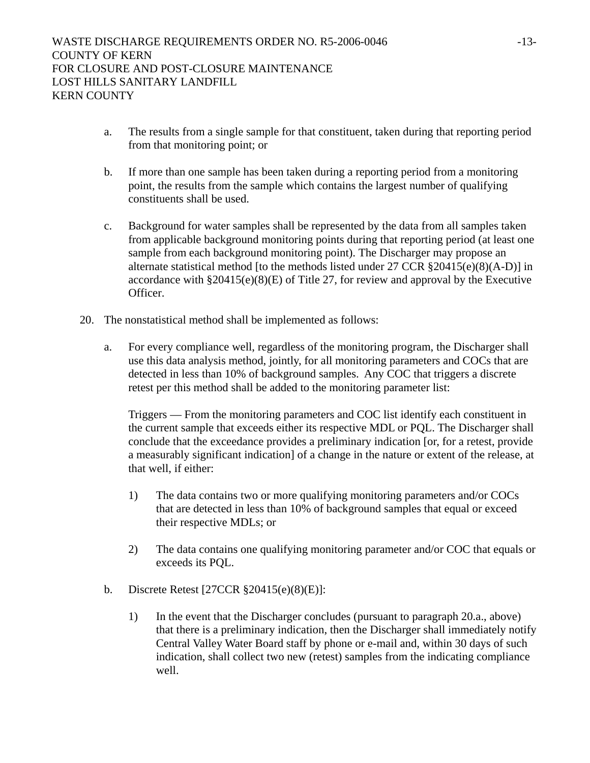a. The results from a single sample for that constituent, taken during that reporting period from that monitoring point; or

b. If more than one sample has been taken during a reporting period from a monitoring point, the results from the sample which contains the largest number of qualifying constituents shall be used.

c. Background for water samples shall be represented by the data from all samples taken from applicable background monitoring points during that reporting period (at least one sample from each background monitoring point). The Discharger may propose an alternate statistical method [to the methods listed under 27 CCR §20415(e)(8)(A-D)] in accordance with §20415(e)(8)(E) of Title 27, for review and approval by the Executive Officer.

20. The nonstatistical method shall be implemented as follows:

a. For every compliance well, regardless of the monitoring program, the Discharger shall use this data analysis method, jointly, for all monitoring parameters and COCs that are detected in less than 10% of background samples. Any COC that triggers a discrete retest per this method shall be added to the monitoring parameter list:

Triggers — From the monitoring parameters and COC list identify each constituent in the current sample that exceeds either its respective MDL or PQL. The Discharger shall conclude that the exceedance provides a preliminary indication [or, for a retest, provide a measurably significant indication] of a change in the nature or extent of the release, at that well, if either:

1) The data contains two or more qualifying monitoring parameters and/or COCs that are detected in less than 10% of background samples that equal or exceed their respective MDLs; or

2) The data contains one qualifying monitoring parameter and/or COC that equals or exceeds its PQL.

b. Discrete Retest [27CCR §20415(e)(8)(E)]:

1) In the event that the Discharger concludes (pursuant to paragraph 20.a., above) that there is a preliminary indication, then the Discharger shall immediately notify Central Valley Water Board staff by phone or e-mail and, within 30 days of such indication, shall collect two new (retest) samples from the indicating compliance well.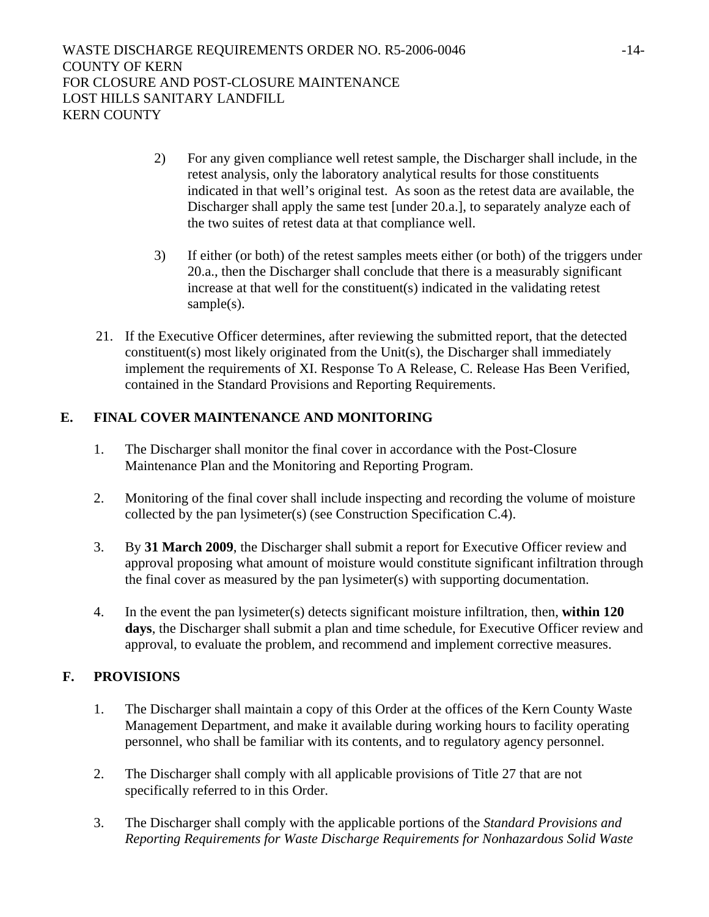2) For any given compliance well retest sample, the Discharger shall include, in the retest analysis, only the laboratory analytical results for those constituents indicated in that well's original test. As soon as the retest data are available, the Discharger shall apply the same test [under 20.a.], to separately analyze each of the two suites of retest data at that compliance well.

3) If either (or both) of the retest samples meets either (or both) of the triggers under 20.a., then the Discharger shall conclude that there is a measurably significant increase at that well for the constituent(s) indicated in the validating retest sample(s).

21. If the Executive Officer determines, after reviewing the submitted report, that the detected constituent(s) most likely originated from the Unit(s), the Discharger shall immediately implement the requirements of XI. Response To A Release, C. Release Has Been Verified, contained in the Standard Provisions and Reporting Requirements.

## E. FINAL COVER MAINTENANCE AND MONITORING

1. The Discharger shall monitor the final cover in accordance with the Post-Closure Maintenance Plan and the Monitoring and Reporting Program.

2. Monitoring of the final cover shall include inspecting and recording the volume of moisture collected by the pan lysimeter(s) (see Construction Specification C.4).

3. By **31 March 2009**, the Discharger shall submit a report for Executive Officer review and approval proposing what amount of moisture would constitute significant infiltration through the final cover as measured by the pan lysimeter(s) with supporting documentation.

4. In the event the pan lysimeter(s) detects significant moisture infiltration, then, **within 120 days**, the Discharger shall submit a plan and time schedule, for Executive Officer review and approval, to evaluate the problem, and recommend and implement corrective measures.

## F. PROVISIONS

1. The Discharger shall maintain a copy of this Order at the offices of the Kern County Waste Management Department, and make it available during working hours to facility operating personnel, who shall be familiar with its contents, and to regulatory agency personnel.

2. The Discharger shall comply with all applicable provisions of Title 27 that are not specifically referred to in this Order.

3. The Discharger shall comply with the applicable portions of the *Standard Provisions and Reporting Requirements for Waste Discharge Requirements for Nonhazardous Solid Waste*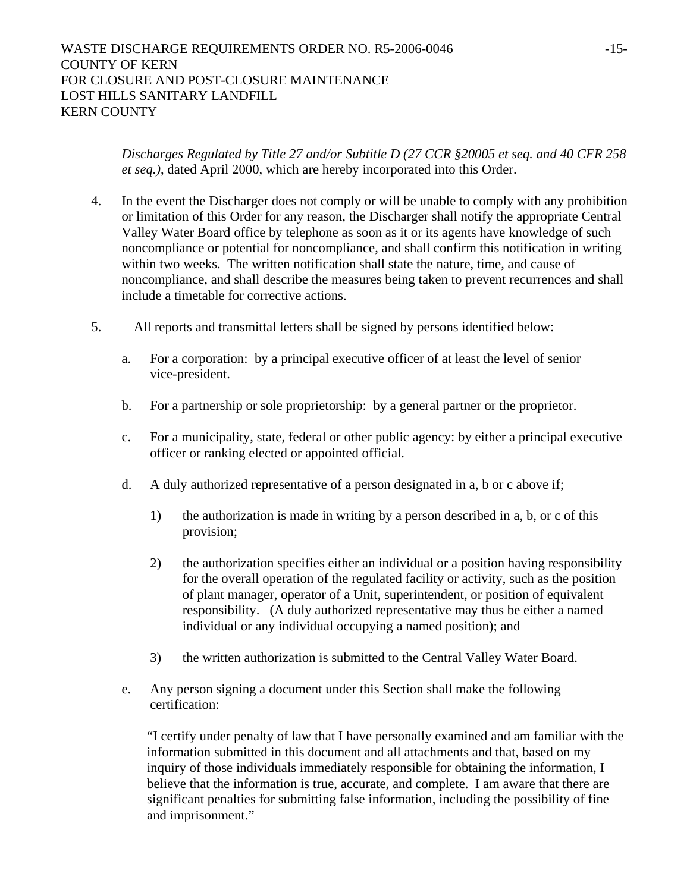*Discharges Regulated by Title 27 and/or Subtitle D (27 CCR §20005 et seq. and 40 CFR 258 et seq.)*, dated April 2000, which are hereby incorporated into this Order.

4. In the event the Discharger does not comply or will be unable to comply with any prohibition or limitation of this Order for any reason, the Discharger shall notify the appropriate Central Valley Water Board office by telephone as soon as it or its agents have knowledge of such noncompliance or potential for noncompliance, and shall confirm this notification in writing within two weeks. The written notification shall state the nature, time, and cause of noncompliance, and shall describe the measures being taken to prevent recurrences and shall include a timetable for corrective actions.

5. All reports and transmittal letters shall be signed by persons identified below:

   a. For a corporation: by a principal executive officer of at least the level of senior vice-president.

   b. For a partnership or sole proprietorship: by a general partner or the proprietor.

   c. For a municipality, state, federal or other public agency: by either a principal executive officer or ranking elected or appointed official.

   d. A duly authorized representative of a person designated in a, b or c above if;

      1) the authorization is made in writing by a person described in a, b, or c of this provision;

      2) the authorization specifies either an individual or a position having responsibility for the overall operation of the regulated facility or activity, such as the position of plant manager, operator of a Unit, superintendent, or position of equivalent responsibility. (A duly authorized representative may thus be either a named individual or any individual occupying a named position); and

      3) the written authorization is submitted to the Central Valley Water Board.

   e. Any person signing a document under this Section shall make the following certification:

      "I certify under penalty of law that I have personally examined and am familiar with the information submitted in this document and all attachments and that, based on my inquiry of those individuals immediately responsible for obtaining the information, I believe that the information is true, accurate, and complete. I am aware that there are significant penalties for submitting false information, including the possibility of fine and imprisonment."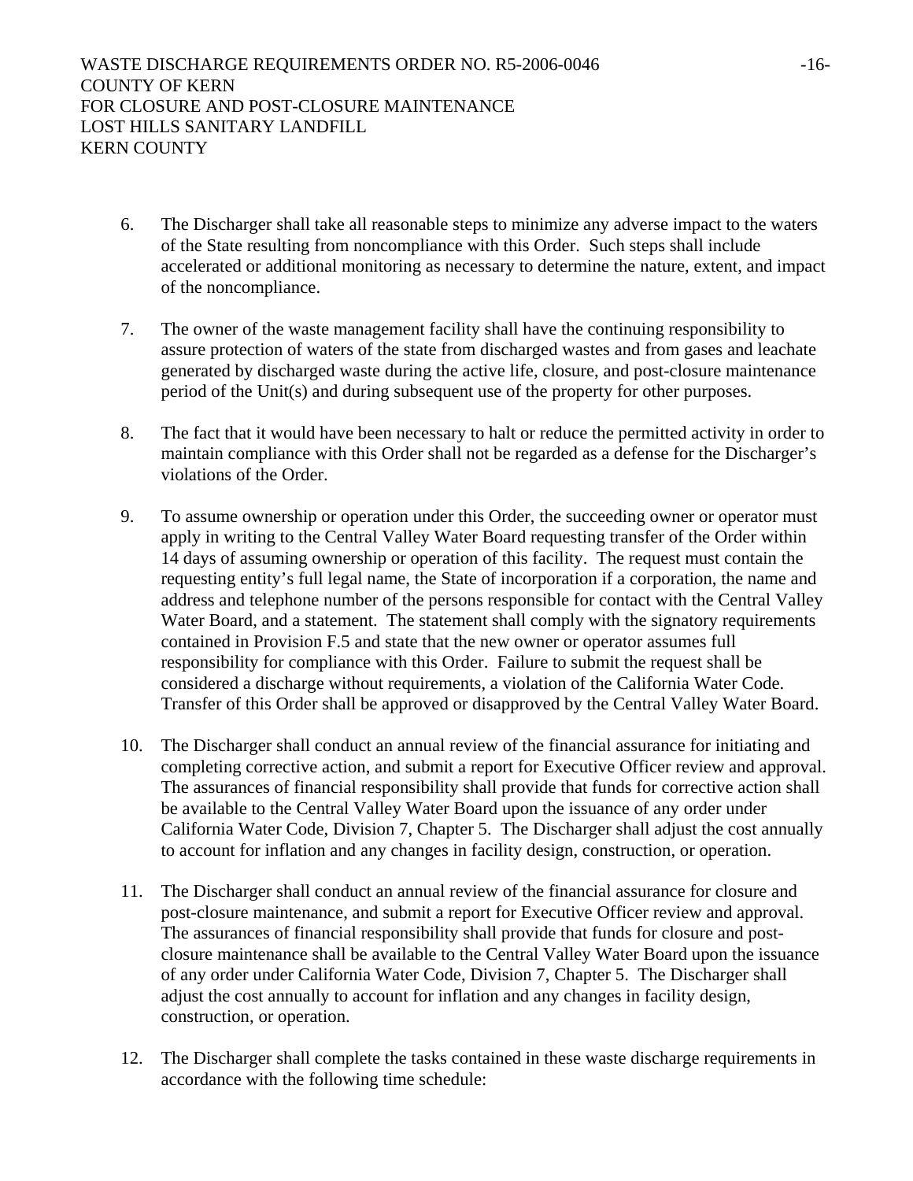6. The Discharger shall take all reasonable steps to minimize any adverse impact to the waters of the State resulting from noncompliance with this Order. Such steps shall include accelerated or additional monitoring as necessary to determine the nature, extent, and impact of the noncompliance.

7. The owner of the waste management facility shall have the continuing responsibility to assure protection of waters of the state from discharged wastes and from gases and leachate generated by discharged waste during the active life, closure, and post-closure maintenance period of the Unit(s) and during subsequent use of the property for other purposes.

8. The fact that it would have been necessary to halt or reduce the permitted activity in order to maintain compliance with this Order shall not be regarded as a defense for the Discharger's violations of the Order.

9. To assume ownership or operation under this Order, the succeeding owner or operator must apply in writing to the Central Valley Water Board requesting transfer of the Order within 14 days of assuming ownership or operation of this facility. The request must contain the requesting entity's full legal name, the State of incorporation if a corporation, the name and address and telephone number of the persons responsible for contact with the Central Valley Water Board, and a statement. The statement shall comply with the signatory requirements contained in Provision F.5 and state that the new owner or operator assumes full responsibility for compliance with this Order. Failure to submit the request shall be considered a discharge without requirements, a violation of the California Water Code. Transfer of this Order shall be approved or disapproved by the Central Valley Water Board.

10. The Discharger shall conduct an annual review of the financial assurance for initiating and completing corrective action, and submit a report for Executive Officer review and approval. The assurances of financial responsibility shall provide that funds for corrective action shall be available to the Central Valley Water Board upon the issuance of any order under California Water Code, Division 7, Chapter 5. The Discharger shall adjust the cost annually to account for inflation and any changes in facility design, construction, or operation.

11. The Discharger shall conduct an annual review of the financial assurance for closure and post-closure maintenance, and submit a report for Executive Officer review and approval. The assurances of financial responsibility shall provide that funds for closure and post-closure maintenance shall be available to the Central Valley Water Board upon the issuance of any order under California Water Code, Division 7, Chapter 5. The Discharger shall adjust the cost annually to account for inflation and any changes in facility design, construction, or operation.

12. The Discharger shall complete the tasks contained in these waste discharge requirements in accordance with the following time schedule: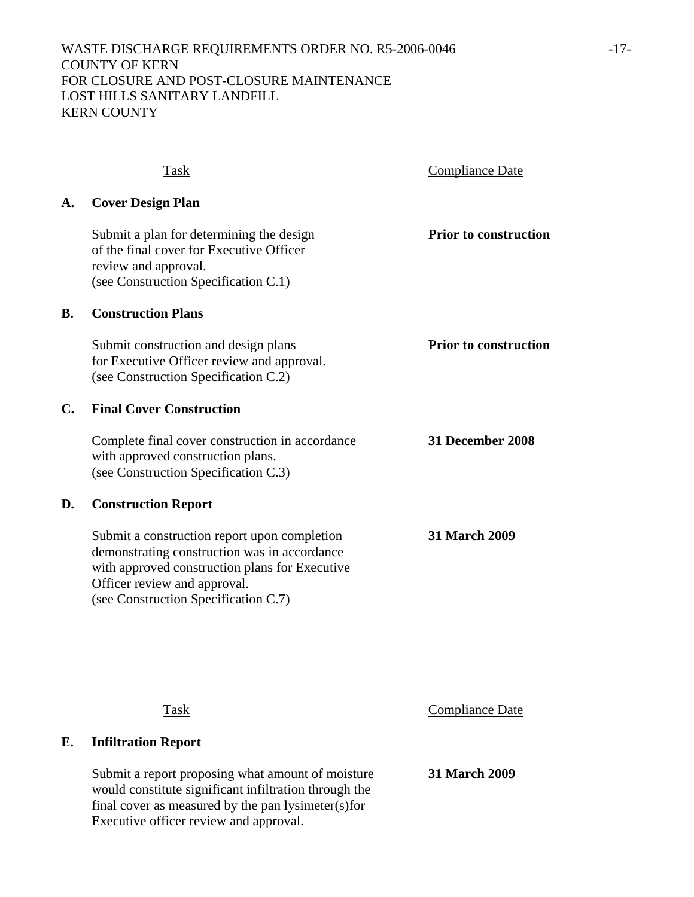| Task | Compliance Date |
|---|---|
| **A. Cover Design Plan** | |
| Submit a plan for determining the design of the final cover for Executive Officer review and approval. (see Construction Specification C.1) | **Prior to construction** |
| **B. Construction Plans** | |
| Submit construction and design plans for Executive Officer review and approval. (see Construction Specification C.2) | **Prior to construction** |
| **C. Final Cover Construction** | |
| Complete final cover construction in accordance with approved construction plans. (see Construction Specification C.3) | **31 December 2008** |
| **D. Construction Report** | |
| Submit a construction report upon completion demonstrating construction was in accordance with approved construction plans for Executive Officer review and approval. (see Construction Specification C.7) | **31 March 2009** |

| Task | Compliance Date |
|---|---|
| **E. Infiltration Report** | |
| Submit a report proposing what amount of moisture would constitute significant infiltration through the final cover as measured by the pan lysimeter(s)for Executive officer review and approval. | **31 March 2009** |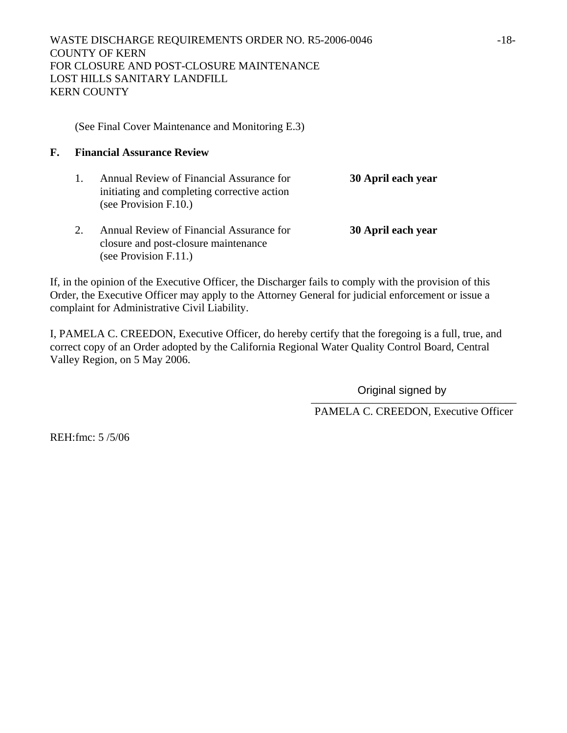(See Final Cover Maintenance and Monitoring E.3)

**F. Financial Assurance Review**

1. Annual Review of Financial Assurance for initiating and completing corrective action (see Provision F.10.) — **30 April each year**

2. Annual Review of Financial Assurance for closure and post-closure maintenance (see Provision F.11.) — **30 April each year**

If, in the opinion of the Executive Officer, the Discharger fails to comply with the provision of this Order, the Executive Officer may apply to the Attorney General for judicial enforcement or issue a complaint for Administrative Civil Liability.

I, PAMELA C. CREEDON, Executive Officer, do hereby certify that the foregoing is a full, true, and correct copy of an Order adopted by the California Regional Water Quality Control Board, Central Valley Region, on 5 May 2006.

Original signed by

PAMELA C. CREEDON, Executive Officer

REH:fmc: 5 /5/06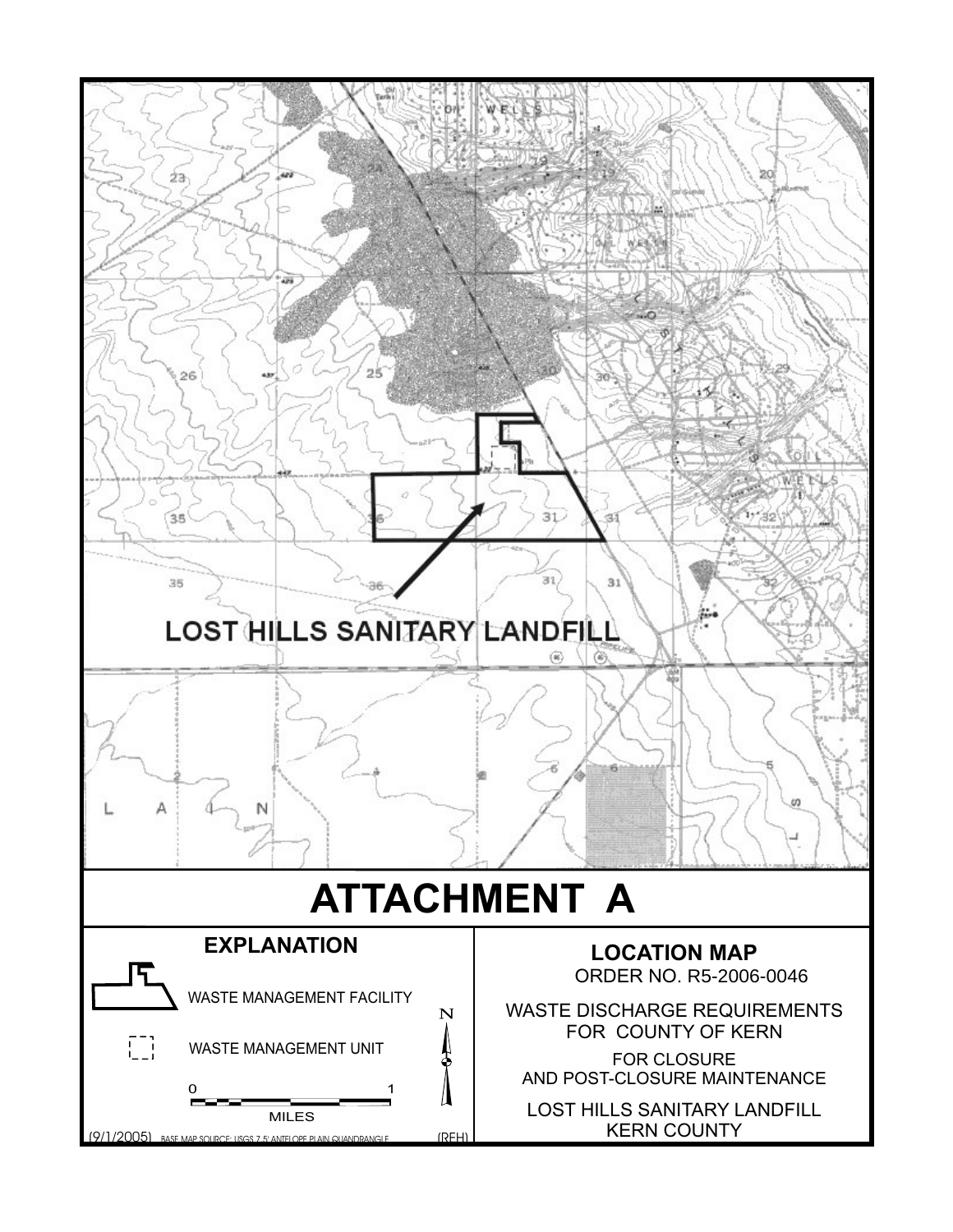LOST HILLS SANITARY LANDFILL

# ATTACHMENT A

**EXPLANATION**

WASTE MANAGEMENT FACILITY

WASTE MANAGEMENT UNIT

0 1

MILES

N

(9/1/2005) BASE MAP SOURCE: USGS 7.5' ANTELOPE PLAIN QUADRANGLE (REH)

**LOCATION MAP**

ORDER NO. R5-2006-0046

WASTE DISCHARGE REQUIREMENTS
FOR COUNTY OF KERN

FOR CLOSURE
AND POST-CLOSURE MAINTENANCE

LOST HILLS SANITARY LANDFILL
KERN COUNTY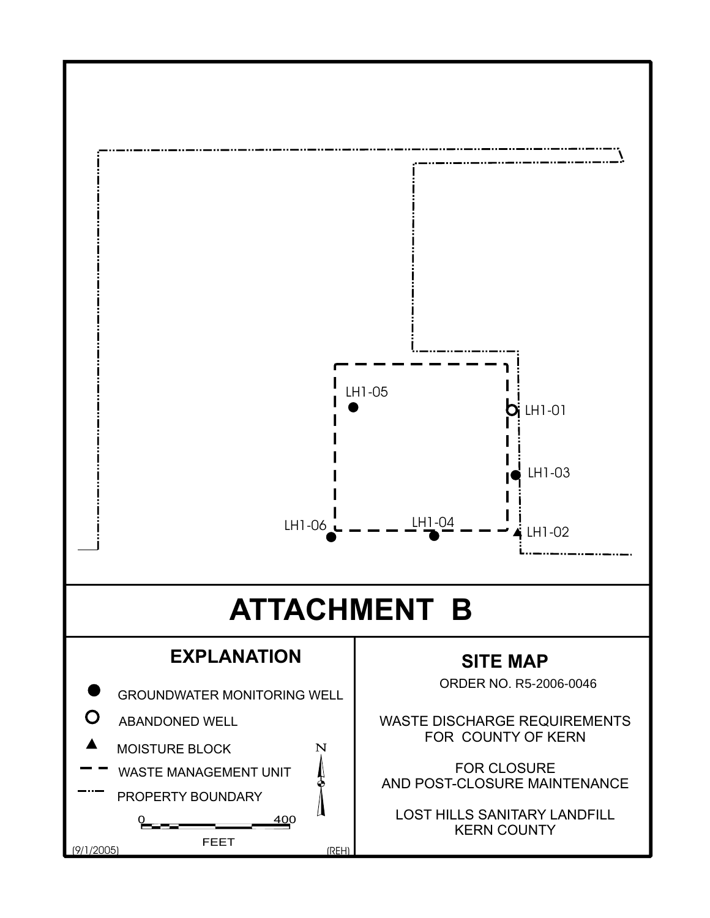LH1-05

LH1-01

LH1-03

LH1-06

LH1-04

LH1-02

# ATTACHMENT B

## EXPLANATION

- GROUNDWATER MONITORING WELL
- ABANDONED WELL
- MOISTURE BLOCK
- WASTE MANAGEMENT UNIT
- PROPERTY BOUNDARY

N

0 400

FEET

(9/1/2005) (REH)

## SITE MAP

ORDER NO. R5-2006-0046

WASTE DISCHARGE REQUIREMENTS
FOR COUNTY OF KERN

FOR CLOSURE
AND POST-CLOSURE MAINTENANCE

LOST HILLS SANITARY LANDFILL
KERN COUNTY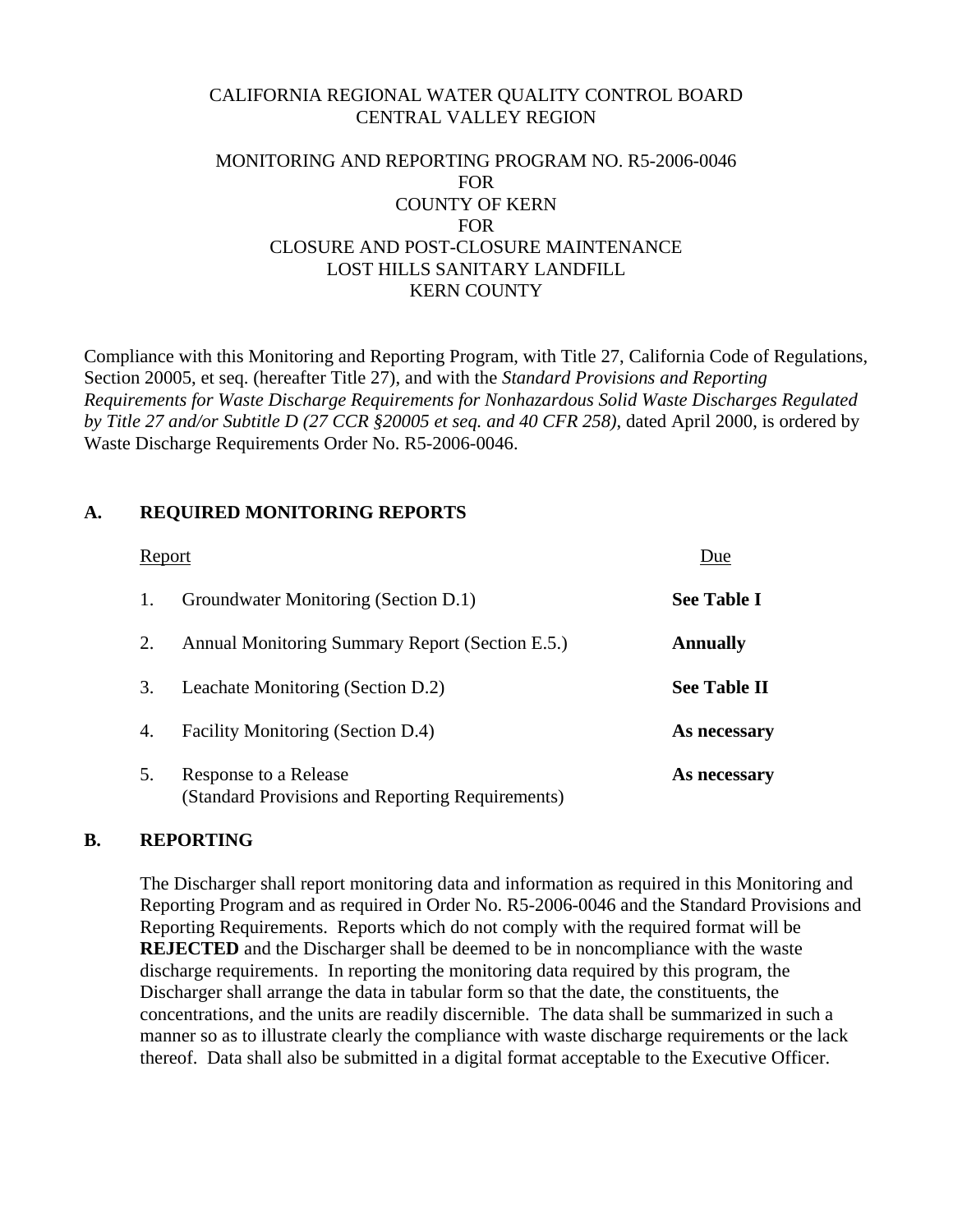CALIFORNIA REGIONAL WATER QUALITY CONTROL BOARD
CENTRAL VALLEY REGION

MONITORING AND REPORTING PROGRAM NO. R5-2006-0046
FOR
COUNTY OF KERN
FOR
CLOSURE AND POST-CLOSURE MAINTENANCE
LOST HILLS SANITARY LANDFILL
KERN COUNTY

Compliance with this Monitoring and Reporting Program, with Title 27, California Code of Regulations, Section 20005, et seq. (hereafter Title 27), and with the *Standard Provisions and Reporting Requirements for Waste Discharge Requirements for Nonhazardous Solid Waste Discharges Regulated by Title 27 and/or Subtitle D (27 CCR §20005 et seq. and 40 CFR 258)*, dated April 2000, is ordered by Waste Discharge Requirements Order No. R5-2006-0046.

## A. REQUIRED MONITORING REPORTS

| | Report | Due |
|---|---|---|
| 1. | Groundwater Monitoring (Section D.1) | **See Table I** |
| 2. | Annual Monitoring Summary Report (Section E.5.) | **Annually** |
| 3. | Leachate Monitoring (Section D.2) | **See Table II** |
| 4. | Facility Monitoring (Section D.4) | **As necessary** |
| 5. | Response to a Release (Standard Provisions and Reporting Requirements) | **As necessary** |

## B. REPORTING

The Discharger shall report monitoring data and information as required in this Monitoring and Reporting Program and as required in Order No. R5-2006-0046 and the Standard Provisions and Reporting Requirements. Reports which do not comply with the required format will be **REJECTED** and the Discharger shall be deemed to be in noncompliance with the waste discharge requirements. In reporting the monitoring data required by this program, the Discharger shall arrange the data in tabular form so that the date, the constituents, the concentrations, and the units are readily discernible. The data shall be summarized in such a manner so as to illustrate clearly the compliance with waste discharge requirements or the lack thereof. Data shall also be submitted in a digital format acceptable to the Executive Officer.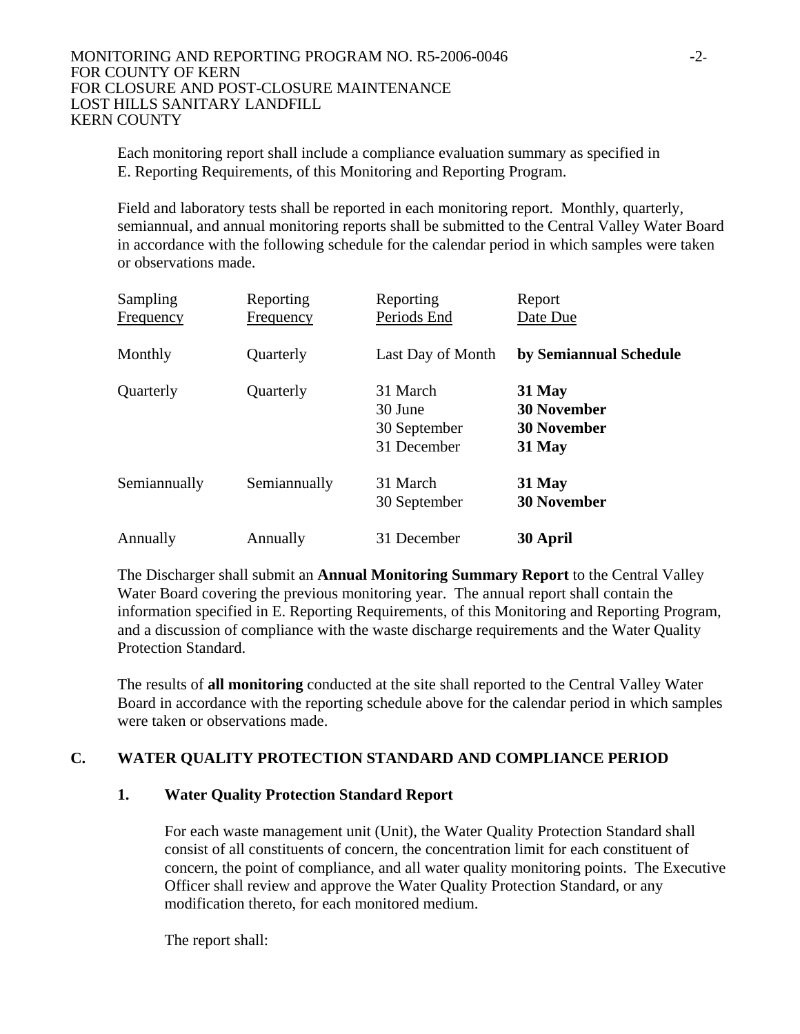Each monitoring report shall include a compliance evaluation summary as specified in E. Reporting Requirements, of this Monitoring and Reporting Program.

Field and laboratory tests shall be reported in each monitoring report. Monthly, quarterly, semiannual, and annual monitoring reports shall be submitted to the Central Valley Water Board in accordance with the following schedule for the calendar period in which samples were taken or observations made.

| Sampling Frequency | Reporting Frequency | Reporting Periods End | Report Date Due |
|---|---|---|---|
| Monthly | Quarterly | Last Day of Month | **by Semiannual Schedule** |
| Quarterly | Quarterly | 31 March<br>30 June<br>30 September<br>31 December | **31 May**<br>**30 November**<br>**30 November**<br>**31 May** |
| Semiannually | Semiannually | 31 March<br>30 September | **31 May**<br>**30 November** |
| Annually | Annually | 31 December | **30 April** |

The Discharger shall submit an **Annual Monitoring Summary Report** to the Central Valley Water Board covering the previous monitoring year. The annual report shall contain the information specified in E. Reporting Requirements, of this Monitoring and Reporting Program, and a discussion of compliance with the waste discharge requirements and the Water Quality Protection Standard.

The results of **all monitoring** conducted at the site shall reported to the Central Valley Water Board in accordance with the reporting schedule above for the calendar period in which samples were taken or observations made.

## C. WATER QUALITY PROTECTION STANDARD AND COMPLIANCE PERIOD

### 1. Water Quality Protection Standard Report

For each waste management unit (Unit), the Water Quality Protection Standard shall consist of all constituents of concern, the concentration limit for each constituent of concern, the point of compliance, and all water quality monitoring points. The Executive Officer shall review and approve the Water Quality Protection Standard, or any modification thereto, for each monitored medium.

The report shall: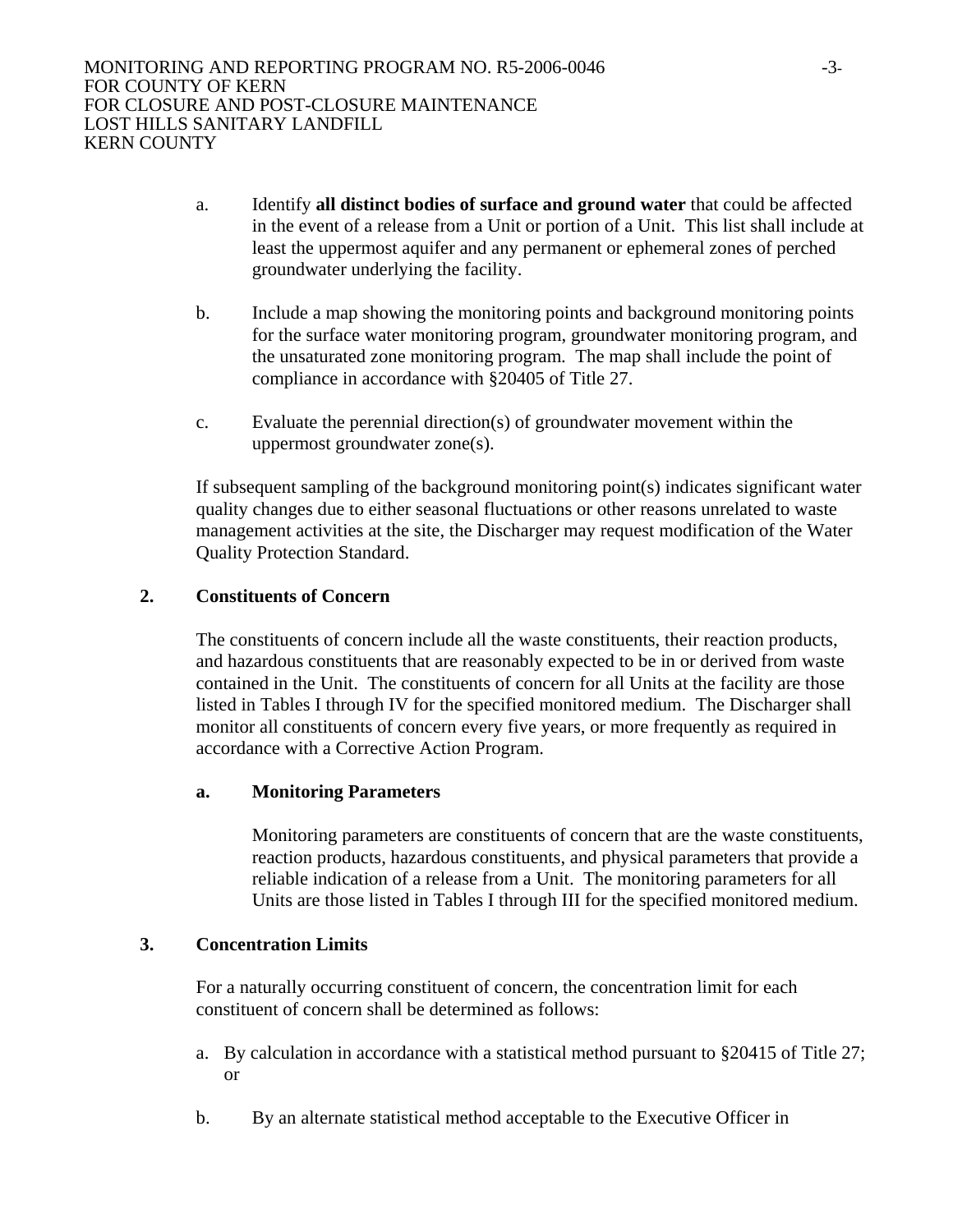a. Identify **all distinct bodies of surface and ground water** that could be affected in the event of a release from a Unit or portion of a Unit. This list shall include at least the uppermost aquifer and any permanent or ephemeral zones of perched groundwater underlying the facility.

b. Include a map showing the monitoring points and background monitoring points for the surface water monitoring program, groundwater monitoring program, and the unsaturated zone monitoring program. The map shall include the point of compliance in accordance with §20405 of Title 27.

c. Evaluate the perennial direction(s) of groundwater movement within the uppermost groundwater zone(s).

If subsequent sampling of the background monitoring point(s) indicates significant water quality changes due to either seasonal fluctuations or other reasons unrelated to waste management activities at the site, the Discharger may request modification of the Water Quality Protection Standard.

**2. Constituents of Concern**

The constituents of concern include all the waste constituents, their reaction products, and hazardous constituents that are reasonably expected to be in or derived from waste contained in the Unit. The constituents of concern for all Units at the facility are those listed in Tables I through IV for the specified monitored medium. The Discharger shall monitor all constituents of concern every five years, or more frequently as required in accordance with a Corrective Action Program.

**a. Monitoring Parameters**

Monitoring parameters are constituents of concern that are the waste constituents, reaction products, hazardous constituents, and physical parameters that provide a reliable indication of a release from a Unit. The monitoring parameters for all Units are those listed in Tables I through III for the specified monitored medium.

**3. Concentration Limits**

For a naturally occurring constituent of concern, the concentration limit for each constituent of concern shall be determined as follows:

a. By calculation in accordance with a statistical method pursuant to §20415 of Title 27; or

b. By an alternate statistical method acceptable to the Executive Officer in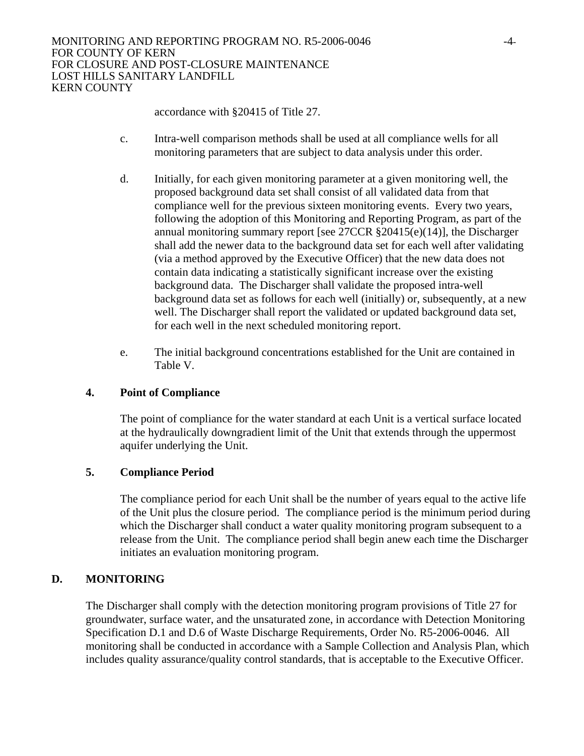accordance with §20415 of Title 27.

c. Intra-well comparison methods shall be used at all compliance wells for all monitoring parameters that are subject to data analysis under this order.

d. Initially, for each given monitoring parameter at a given monitoring well, the proposed background data set shall consist of all validated data from that compliance well for the previous sixteen monitoring events. Every two years, following the adoption of this Monitoring and Reporting Program, as part of the annual monitoring summary report [see 27CCR §20415(e)(14)], the Discharger shall add the newer data to the background data set for each well after validating (via a method approved by the Executive Officer) that the new data does not contain data indicating a statistically significant increase over the existing background data. The Discharger shall validate the proposed intra-well background data set as follows for each well (initially) or, subsequently, at a new well. The Discharger shall report the validated or updated background data set, for each well in the next scheduled monitoring report.

e. The initial background concentrations established for the Unit are contained in Table V.

### 4. Point of Compliance

The point of compliance for the water standard at each Unit is a vertical surface located at the hydraulically downgradient limit of the Unit that extends through the uppermost aquifer underlying the Unit.

### 5. Compliance Period

The compliance period for each Unit shall be the number of years equal to the active life of the Unit plus the closure period. The compliance period is the minimum period during which the Discharger shall conduct a water quality monitoring program subsequent to a release from the Unit. The compliance period shall begin anew each time the Discharger initiates an evaluation monitoring program.

## D. MONITORING

The Discharger shall comply with the detection monitoring program provisions of Title 27 for groundwater, surface water, and the unsaturated zone, in accordance with Detection Monitoring Specification D.1 and D.6 of Waste Discharge Requirements, Order No. R5-2006-0046. All monitoring shall be conducted in accordance with a Sample Collection and Analysis Plan, which includes quality assurance/quality control standards, that is acceptable to the Executive Officer.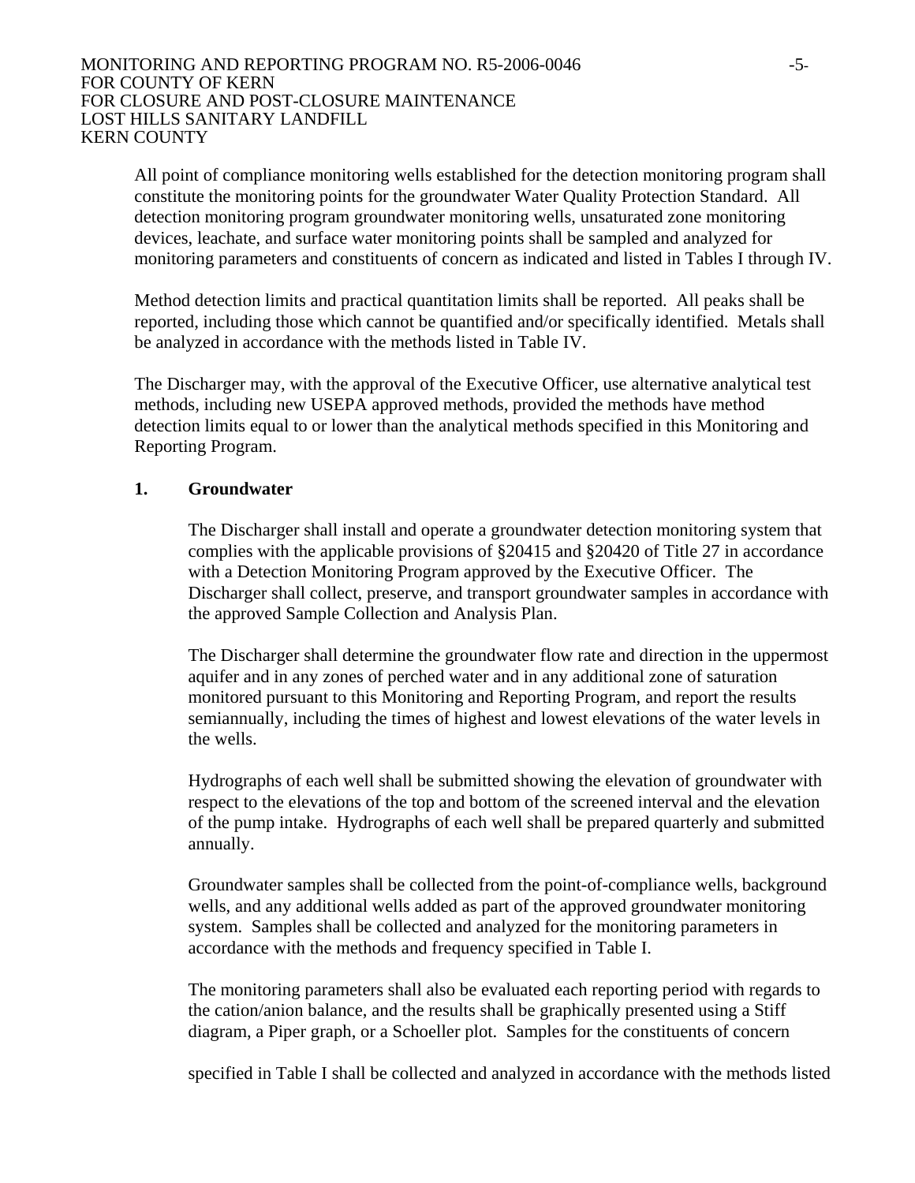All point of compliance monitoring wells established for the detection monitoring program shall constitute the monitoring points for the groundwater Water Quality Protection Standard. All detection monitoring program groundwater monitoring wells, unsaturated zone monitoring devices, leachate, and surface water monitoring points shall be sampled and analyzed for monitoring parameters and constituents of concern as indicated and listed in Tables I through IV.

Method detection limits and practical quantitation limits shall be reported. All peaks shall be reported, including those which cannot be quantified and/or specifically identified. Metals shall be analyzed in accordance with the methods listed in Table IV.

The Discharger may, with the approval of the Executive Officer, use alternative analytical test methods, including new USEPA approved methods, provided the methods have method detection limits equal to or lower than the analytical methods specified in this Monitoring and Reporting Program.

### 1. Groundwater

The Discharger shall install and operate a groundwater detection monitoring system that complies with the applicable provisions of §20415 and §20420 of Title 27 in accordance with a Detection Monitoring Program approved by the Executive Officer. The Discharger shall collect, preserve, and transport groundwater samples in accordance with the approved Sample Collection and Analysis Plan.

The Discharger shall determine the groundwater flow rate and direction in the uppermost aquifer and in any zones of perched water and in any additional zone of saturation monitored pursuant to this Monitoring and Reporting Program, and report the results semiannually, including the times of highest and lowest elevations of the water levels in the wells.

Hydrographs of each well shall be submitted showing the elevation of groundwater with respect to the elevations of the top and bottom of the screened interval and the elevation of the pump intake. Hydrographs of each well shall be prepared quarterly and submitted annually.

Groundwater samples shall be collected from the point-of-compliance wells, background wells, and any additional wells added as part of the approved groundwater monitoring system. Samples shall be collected and analyzed for the monitoring parameters in accordance with the methods and frequency specified in Table I.

The monitoring parameters shall also be evaluated each reporting period with regards to the cation/anion balance, and the results shall be graphically presented using a Stiff diagram, a Piper graph, or a Schoeller plot. Samples for the constituents of concern

specified in Table I shall be collected and analyzed in accordance with the methods listed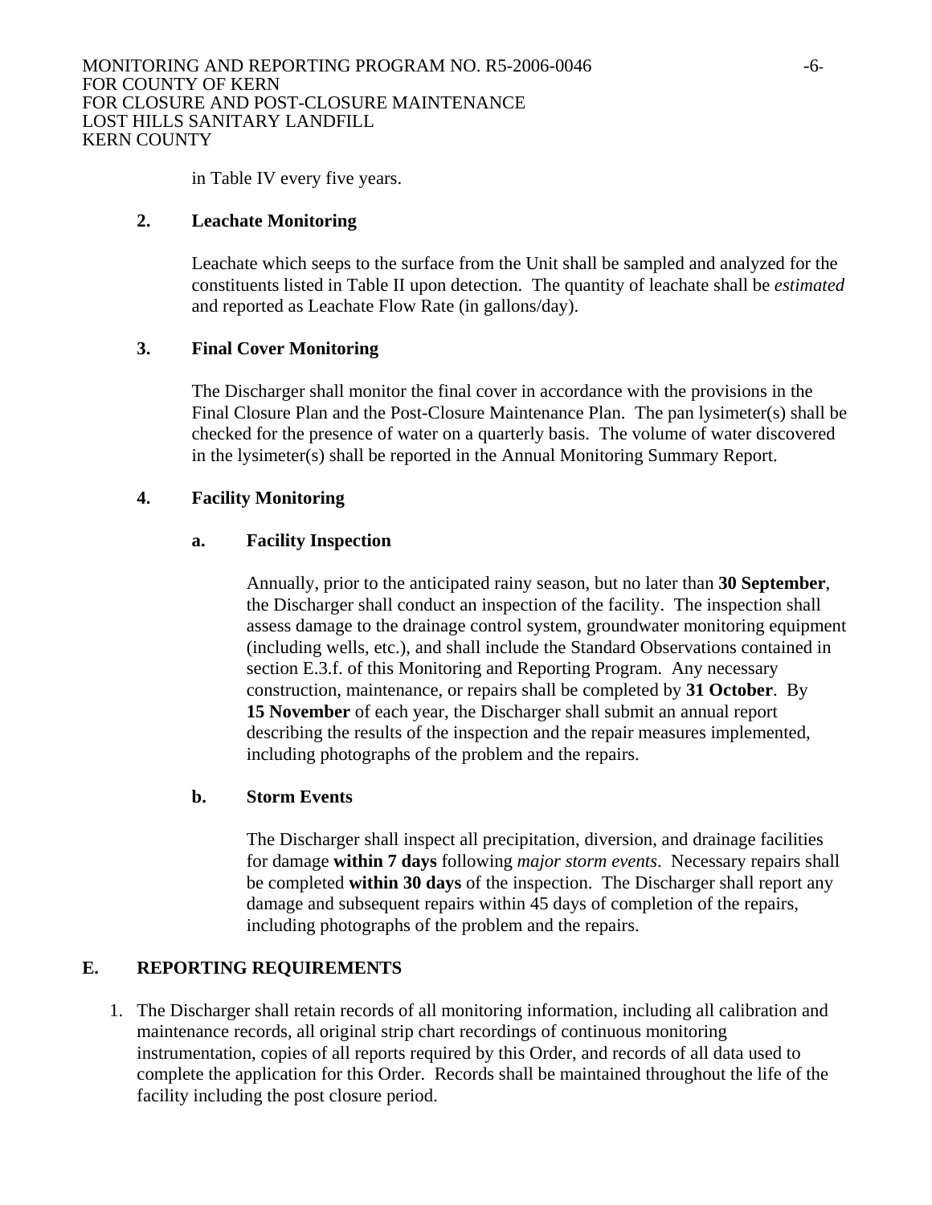in Table IV every five years.

**2. Leachate Monitoring**

Leachate which seeps to the surface from the Unit shall be sampled and analyzed for the constituents listed in Table II upon detection. The quantity of leachate shall be *estimated* and reported as Leachate Flow Rate (in gallons/day).

**3. Final Cover Monitoring**

The Discharger shall monitor the final cover in accordance with the provisions in the Final Closure Plan and the Post-Closure Maintenance Plan. The pan lysimeter(s) shall be checked for the presence of water on a quarterly basis. The volume of water discovered in the lysimeter(s) shall be reported in the Annual Monitoring Summary Report.

**4. Facility Monitoring**

**a. Facility Inspection**

Annually, prior to the anticipated rainy season, but no later than **30 September**, the Discharger shall conduct an inspection of the facility. The inspection shall assess damage to the drainage control system, groundwater monitoring equipment (including wells, etc.), and shall include the Standard Observations contained in section E.3.f. of this Monitoring and Reporting Program. Any necessary construction, maintenance, or repairs shall be completed by **31 October**. By **15 November** of each year, the Discharger shall submit an annual report describing the results of the inspection and the repair measures implemented, including photographs of the problem and the repairs.

**b. Storm Events**

The Discharger shall inspect all precipitation, diversion, and drainage facilities for damage **within 7 days** following *major storm events*. Necessary repairs shall be completed **within 30 days** of the inspection. The Discharger shall report any damage and subsequent repairs within 45 days of completion of the repairs, including photographs of the problem and the repairs.

## E. REPORTING REQUIREMENTS

1. The Discharger shall retain records of all monitoring information, including all calibration and maintenance records, all original strip chart recordings of continuous monitoring instrumentation, copies of all reports required by this Order, and records of all data used to complete the application for this Order. Records shall be maintained throughout the life of the facility including the post closure period.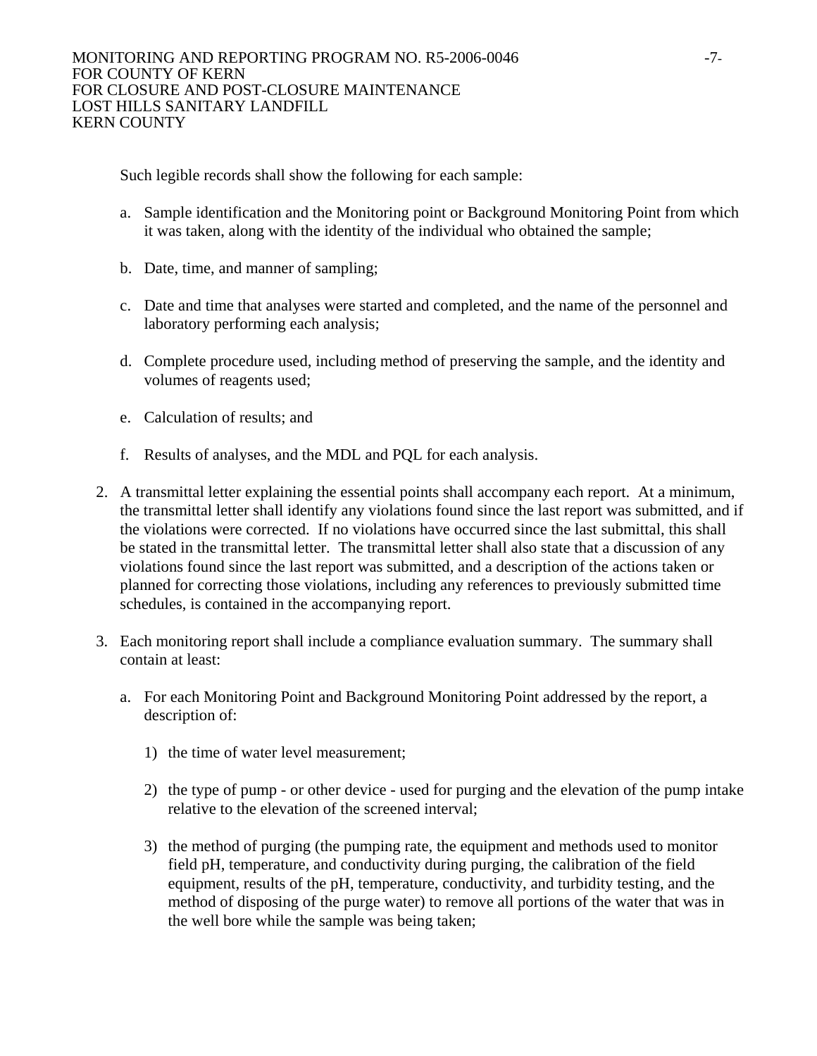Such legible records shall show the following for each sample:

a. Sample identification and the Monitoring point or Background Monitoring Point from which it was taken, along with the identity of the individual who obtained the sample;

b. Date, time, and manner of sampling;

c. Date and time that analyses were started and completed, and the name of the personnel and laboratory performing each analysis;

d. Complete procedure used, including method of preserving the sample, and the identity and volumes of reagents used;

e. Calculation of results; and

f. Results of analyses, and the MDL and PQL for each analysis.

2. A transmittal letter explaining the essential points shall accompany each report. At a minimum, the transmittal letter shall identify any violations found since the last report was submitted, and if the violations were corrected. If no violations have occurred since the last submittal, this shall be stated in the transmittal letter. The transmittal letter shall also state that a discussion of any violations found since the last report was submitted, and a description of the actions taken or planned for correcting those violations, including any references to previously submitted time schedules, is contained in the accompanying report.

3. Each monitoring report shall include a compliance evaluation summary. The summary shall contain at least:

   a. For each Monitoring Point and Background Monitoring Point addressed by the report, a description of:

      1) the time of water level measurement;

      2) the type of pump - or other device - used for purging and the elevation of the pump intake relative to the elevation of the screened interval;

      3) the method of purging (the pumping rate, the equipment and methods used to monitor field pH, temperature, and conductivity during purging, the calibration of the field equipment, results of the pH, temperature, conductivity, and turbidity testing, and the method of disposing of the purge water) to remove all portions of the water that was in the well bore while the sample was being taken;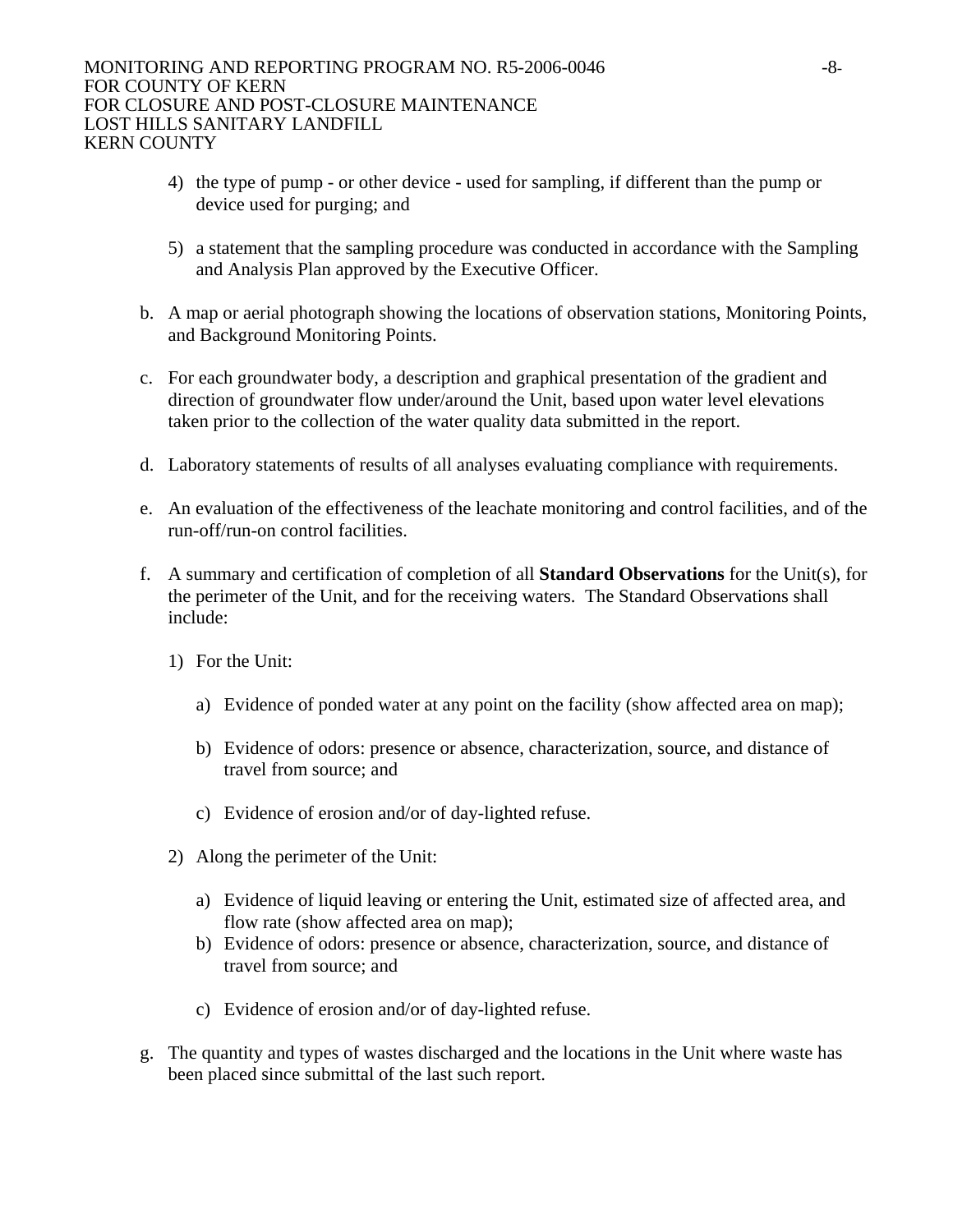4) the type of pump - or other device - used for sampling, if different than the pump or device used for purging; and

5) a statement that the sampling procedure was conducted in accordance with the Sampling and Analysis Plan approved by the Executive Officer.

b. A map or aerial photograph showing the locations of observation stations, Monitoring Points, and Background Monitoring Points.

c. For each groundwater body, a description and graphical presentation of the gradient and direction of groundwater flow under/around the Unit, based upon water level elevations taken prior to the collection of the water quality data submitted in the report.

d. Laboratory statements of results of all analyses evaluating compliance with requirements.

e. An evaluation of the effectiveness of the leachate monitoring and control facilities, and of the run-off/run-on control facilities.

f. A summary and certification of completion of all **Standard Observations** for the Unit(s), for the perimeter of the Unit, and for the receiving waters. The Standard Observations shall include:

   1) For the Unit:

      a) Evidence of ponded water at any point on the facility (show affected area on map);

      b) Evidence of odors: presence or absence, characterization, source, and distance of travel from source; and

      c) Evidence of erosion and/or of day-lighted refuse.

   2) Along the perimeter of the Unit:

      a) Evidence of liquid leaving or entering the Unit, estimated size of affected area, and flow rate (show affected area on map);
      b) Evidence of odors: presence or absence, characterization, source, and distance of travel from source; and

      c) Evidence of erosion and/or of day-lighted refuse.

g. The quantity and types of wastes discharged and the locations in the Unit where waste has been placed since submittal of the last such report.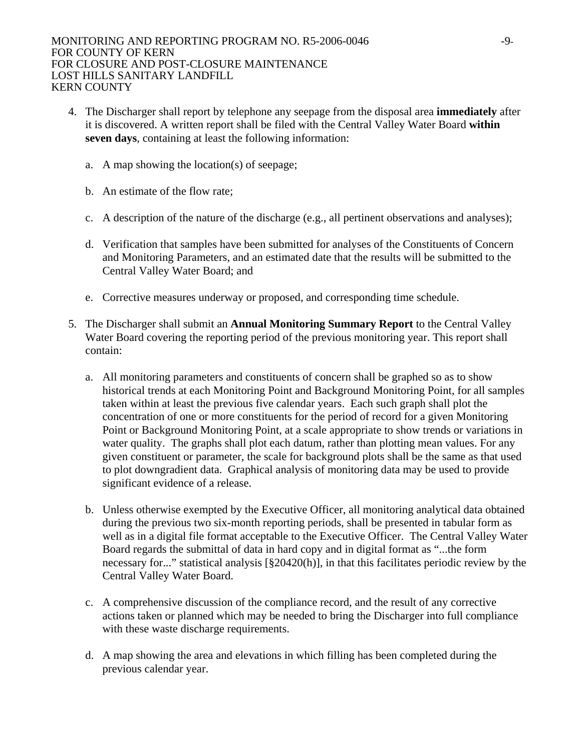4. The Discharger shall report by telephone any seepage from the disposal area **immediately** after it is discovered. A written report shall be filed with the Central Valley Water Board **within seven days**, containing at least the following information:

   a. A map showing the location(s) of seepage;

   b. An estimate of the flow rate;

   c. A description of the nature of the discharge (e.g., all pertinent observations and analyses);

   d. Verification that samples have been submitted for analyses of the Constituents of Concern and Monitoring Parameters, and an estimated date that the results will be submitted to the Central Valley Water Board; and

   e. Corrective measures underway or proposed, and corresponding time schedule.

5. The Discharger shall submit an **Annual Monitoring Summary Report** to the Central Valley Water Board covering the reporting period of the previous monitoring year. This report shall contain:

   a. All monitoring parameters and constituents of concern shall be graphed so as to show historical trends at each Monitoring Point and Background Monitoring Point, for all samples taken within at least the previous five calendar years. Each such graph shall plot the concentration of one or more constituents for the period of record for a given Monitoring Point or Background Monitoring Point, at a scale appropriate to show trends or variations in water quality. The graphs shall plot each datum, rather than plotting mean values. For any given constituent or parameter, the scale for background plots shall be the same as that used to plot downgradient data. Graphical analysis of monitoring data may be used to provide significant evidence of a release.

   b. Unless otherwise exempted by the Executive Officer, all monitoring analytical data obtained during the previous two six-month reporting periods, shall be presented in tabular form as well as in a digital file format acceptable to the Executive Officer. The Central Valley Water Board regards the submittal of data in hard copy and in digital format as "...the form necessary for..." statistical analysis [§20420(h)], in that this facilitates periodic review by the Central Valley Water Board.

   c. A comprehensive discussion of the compliance record, and the result of any corrective actions taken or planned which may be needed to bring the Discharger into full compliance with these waste discharge requirements.

   d. A map showing the area and elevations in which filling has been completed during the previous calendar year.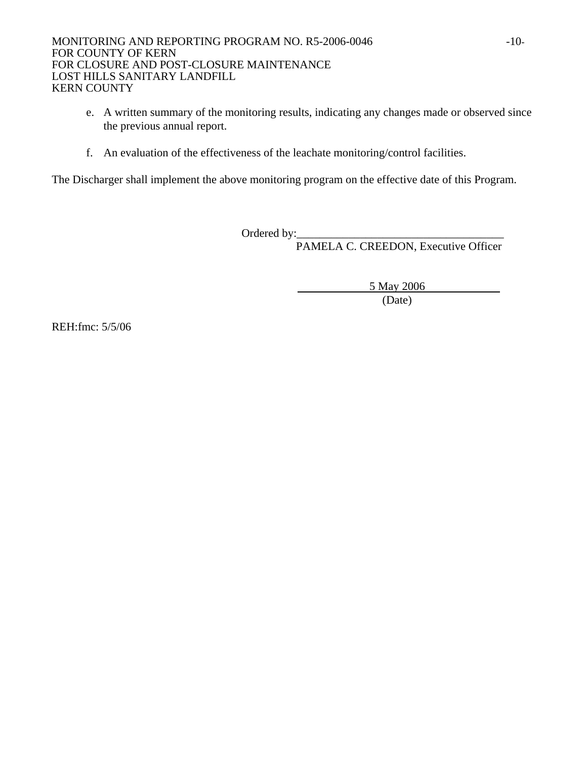e. A written summary of the monitoring results, indicating any changes made or observed since the previous annual report.

f. An evaluation of the effectiveness of the leachate monitoring/control facilities.

The Discharger shall implement the above monitoring program on the effective date of this Program.

Ordered by:\_\_\_\_\_\_\_\_\_\_\_\_\_\_\_\_\_\_\_\_\_\_\_\_\_\_\_\_\_\_\_\_\_\_\_\_

PAMELA C. CREEDON, Executive Officer

5 May 2006

(Date)

REH:fmc: 5/5/06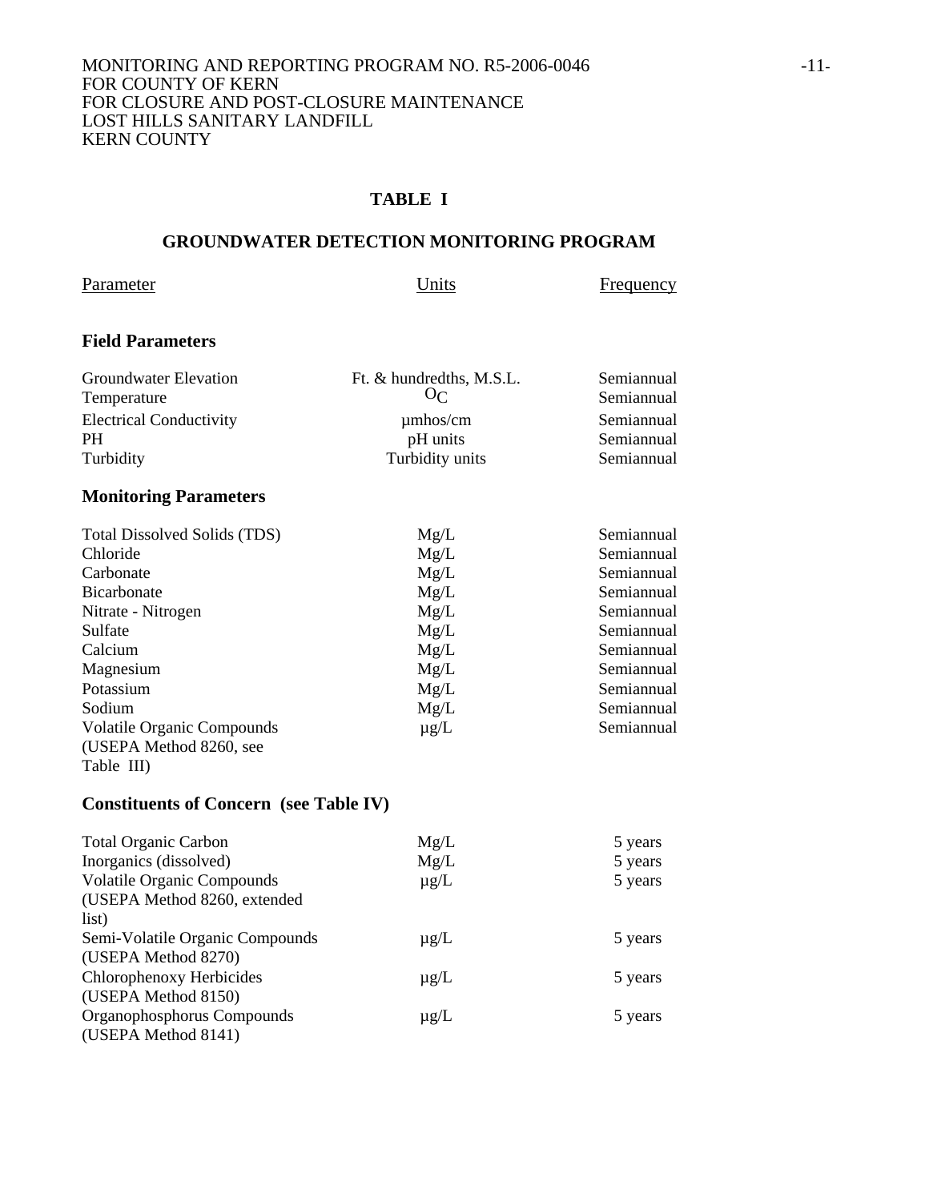MONITORING AND REPORTING PROGRAM NO. R5-2006-0046
FOR COUNTY OF KERN
FOR CLOSURE AND POST-CLOSURE MAINTENANCE
LOST HILLS SANITARY LANDFILL
KERN COUNTY

## TABLE I

## GROUNDWATER DETECTION MONITORING PROGRAM

| Parameter | Units | Frequency |
|---|---|---|
| **Field Parameters** | | |
| Groundwater Elevation | Ft. & hundredths, M.S.L. | Semiannual |
| Temperature | $^{O}C$ | Semiannual |
| Electrical Conductivity | µmhos/cm | Semiannual |
| PH | pH units | Semiannual |
| Turbidity | Turbidity units | Semiannual |
| **Monitoring Parameters** | | |
| Total Dissolved Solids (TDS) | Mg/L | Semiannual |
| Chloride | Mg/L | Semiannual |
| Carbonate | Mg/L | Semiannual |
| Bicarbonate | Mg/L | Semiannual |
| Nitrate - Nitrogen | Mg/L | Semiannual |
| Sulfate | Mg/L | Semiannual |
| Calcium | Mg/L | Semiannual |
| Magnesium | Mg/L | Semiannual |
| Potassium | Mg/L | Semiannual |
| Sodium | Mg/L | Semiannual |
| Volatile Organic Compounds (USEPA Method 8260, see Table III) | µg/L | Semiannual |
| **Constituents of Concern (see Table IV)** | | |
| Total Organic Carbon | Mg/L | 5 years |
| Inorganics (dissolved) | Mg/L | 5 years |
| Volatile Organic Compounds (USEPA Method 8260, extended list) | µg/L | 5 years |
| Semi-Volatile Organic Compounds (USEPA Method 8270) | µg/L | 5 years |
| Chlorophenoxy Herbicides (USEPA Method 8150) | µg/L | 5 years |
| Organophosphorus Compounds (USEPA Method 8141) | µg/L | 5 years |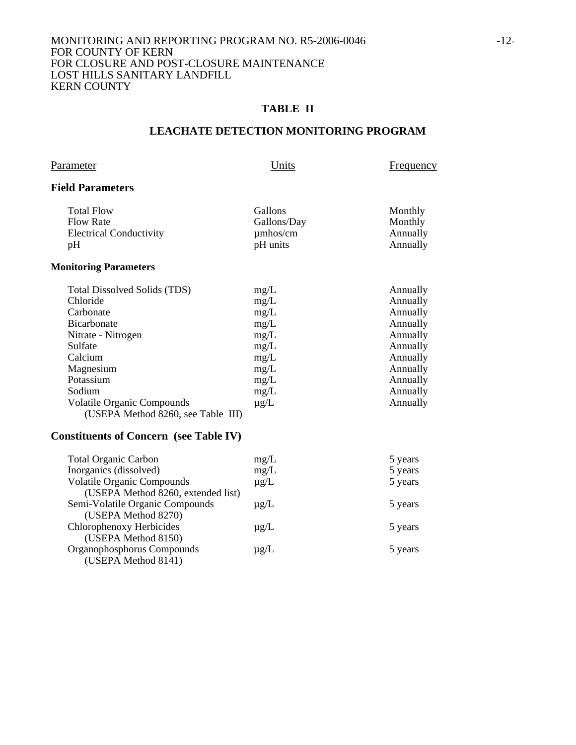## TABLE II

## LEACHATE DETECTION MONITORING PROGRAM

| Parameter | Units | Frequency |
|---|---|---|
| **Field Parameters** | | |
| Total Flow | Gallons | Monthly |
| Flow Rate | Gallons/Day | Monthly |
| Electrical Conductivity | µmhos/cm | Annually |
| pH | pH units | Annually |
| **Monitoring Parameters** | | |
| Total Dissolved Solids (TDS) | mg/L | Annually |
| Chloride | mg/L | Annually |
| Carbonate | mg/L | Annually |
| Bicarbonate | mg/L | Annually |
| Nitrate - Nitrogen | mg/L | Annually |
| Sulfate | mg/L | Annually |
| Calcium | mg/L | Annually |
| Magnesium | mg/L | Annually |
| Potassium | mg/L | Annually |
| Sodium | mg/L | Annually |
| Volatile Organic Compounds (USEPA Method 8260, see Table III) | µg/L | Annually |
| **Constituents of Concern (see Table IV)** | | |
| Total Organic Carbon | mg/L | 5 years |
| Inorganics (dissolved) | mg/L | 5 years |
| Volatile Organic Compounds (USEPA Method 8260, extended list) | µg/L | 5 years |
| Semi-Volatile Organic Compounds (USEPA Method 8270) | µg/L | 5 years |
| Chlorophenoxy Herbicides (USEPA Method 8150) | µg/L | 5 years |
| Organophosphorus Compounds (USEPA Method 8141) | µg/L | 5 years |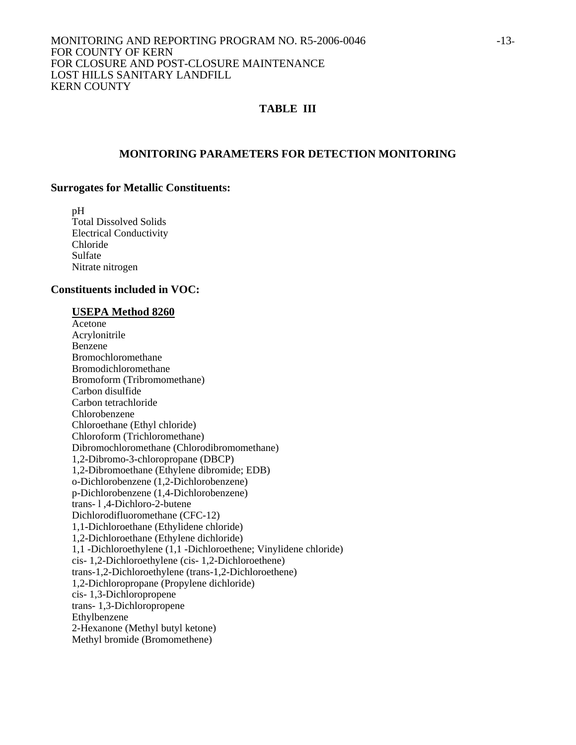## TABLE III

### MONITORING PARAMETERS FOR DETECTION MONITORING

**Surrogates for Metallic Constituents:**

pH
Total Dissolved Solids
Electrical Conductivity
Chloride
Sulfate
Nitrate nitrogen

**Constituents included in VOC:**

**USEPA Method 8260**

Acetone
Acrylonitrile
Benzene
Bromochloromethane
Bromodichloromethane
Bromoform (Tribromomethane)
Carbon disulfide
Carbon tetrachloride
Chlorobenzene
Chloroethane (Ethyl chloride)
Chloroform (Trichloromethane)
Dibromochloromethane (Chlorodibromomethane)
1,2-Dibromo-3-chloropropane (DBCP)
1,2-Dibromoethane (Ethylene dibromide; EDB)
o-Dichlorobenzene (1,2-Dichlorobenzene)
p-Dichlorobenzene (1,4-Dichlorobenzene)
trans- l ,4-Dichloro-2-butene
Dichlorodifluoromethane (CFC-12)
1,1-Dichloroethane (Ethylidene chloride)
1,2-Dichloroethane (Ethylene dichloride)
1,1 -Dichloroethylene (1,1 -Dichloroethene; Vinylidene chloride)
cis- 1,2-Dichloroethylene (cis- 1,2-Dichloroethene)
trans-1,2-Dichloroethylene (trans-1,2-Dichloroethene)
1,2-Dichloropropane (Propylene dichloride)
cis- 1,3-Dichloropropene
trans- 1,3-Dichloropropene
Ethylbenzene
2-Hexanone (Methyl butyl ketone)
Methyl bromide (Bromomethene)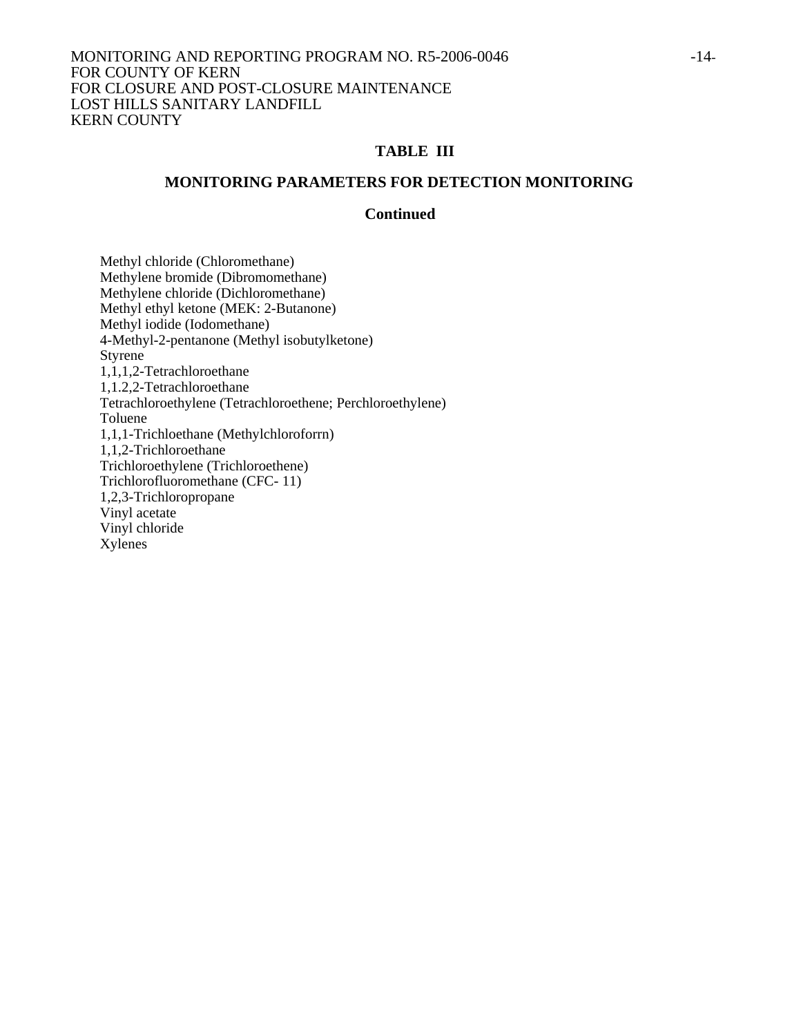## TABLE III

### MONITORING PARAMETERS FOR DETECTION MONITORING

**Continued**

Methyl chloride (Chloromethane)
Methylene bromide (Dibromomethane)
Methylene chloride (Dichloromethane)
Methyl ethyl ketone (MEK: 2-Butanone)
Methyl iodide (Iodomethane)
4-Methyl-2-pentanone (Methyl isobutylketone)
Styrene
1,1,1,2-Tetrachloroethane
1,1.2,2-Tetrachloroethane
Tetrachloroethylene (Tetrachloroethene; Perchloroethylene)
Toluene
1,1,1-Trichloethane (Methylchloroforrn)
1,1,2-Trichloroethane
Trichloroethylene (Trichloroethene)
Trichlorofluoromethane (CFC- 11)
1,2,3-Trichloropropane
Vinyl acetate
Vinyl chloride
Xylenes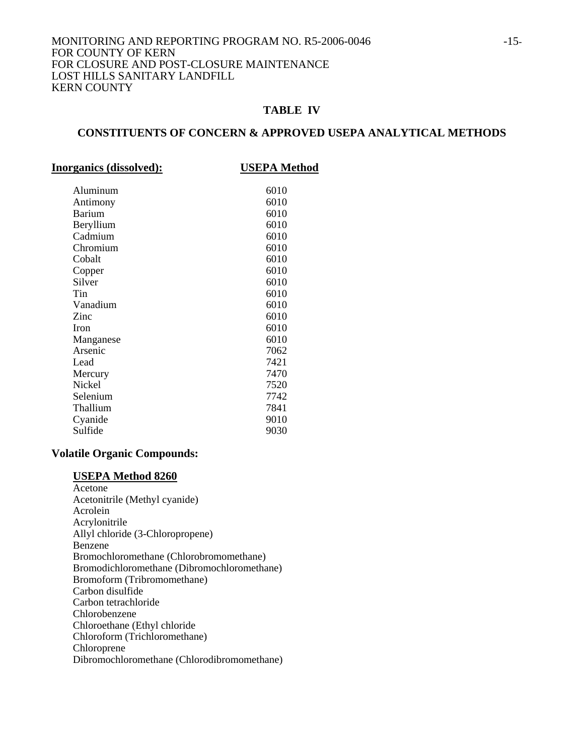## TABLE IV

## CONSTITUENTS OF CONCERN & APPROVED USEPA ANALYTICAL METHODS

| **Inorganics (dissolved):** | **USEPA Method** |
|---|---|
| Aluminum | 6010 |
| Antimony | 6010 |
| Barium | 6010 |
| Beryllium | 6010 |
| Cadmium | 6010 |
| Chromium | 6010 |
| Cobalt | 6010 |
| Copper | 6010 |
| Silver | 6010 |
| Tin | 6010 |
| Vanadium | 6010 |
| Zinc | 6010 |
| Iron | 6010 |
| Manganese | 6010 |
| Arsenic | 7062 |
| Lead | 7421 |
| Mercury | 7470 |
| Nickel | 7520 |
| Selenium | 7742 |
| Thallium | 7841 |
| Cyanide | 9010 |
| Sulfide | 9030 |

**Volatile Organic Compounds:**

**USEPA Method 8260**

Acetone
Acetonitrile (Methyl cyanide)
Acrolein
Acrylonitrile
Allyl chloride (3-Chloropropene)
Benzene
Bromochloromethane (Chlorobromomethane)
Bromodichloromethane (Dibromochloromethane)
Bromoform (Tribromomethane)
Carbon disulfide
Carbon tetrachloride
Chlorobenzene
Chloroethane (Ethyl chloride
Chloroform (Trichloromethane)
Chloroprene
Dibromochloromethane (Chlorodibromomethane)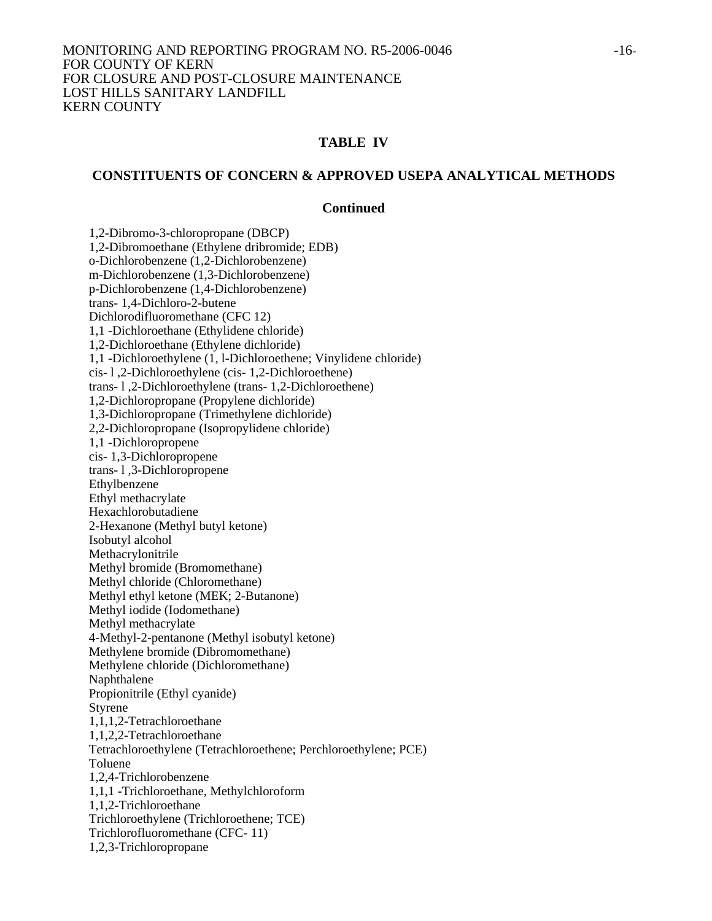## TABLE IV

## CONSTITUENTS OF CONCERN & APPROVED USEPA ANALYTICAL METHODS

### Continued

1,2-Dibromo-3-chloropropane (DBCP)
1,2-Dibromoethane (Ethylene dribromide; EDB)
o-Dichlorobenzene (1,2-Dichlorobenzene)
m-Dichlorobenzene (1,3-Dichlorobenzene)
p-Dichlorobenzene (1,4-Dichlorobenzene)
trans- 1,4-Dichloro-2-butene
Dichlorodifluoromethane (CFC 12)
1,1 -Dichloroethane (Ethylidene chloride)
1,2-Dichloroethane (Ethylene dichloride)
1,1 -Dichloroethylene (1, l-Dichloroethene; Vinylidene chloride)
cis- l ,2-Dichloroethylene (cis- 1,2-Dichloroethene)
trans- l ,2-Dichloroethylene (trans- 1,2-Dichloroethene)
1,2-Dichloropropane (Propylene dichloride)
1,3-Dichloropropane (Trimethylene dichloride)
2,2-Dichloropropane (Isopropylidene chloride)
1,1 -Dichloropropene
cis- 1,3-Dichloropropene
trans- l ,3-Dichloropropene
Ethylbenzene
Ethyl methacrylate
Hexachlorobutadiene
2-Hexanone (Methyl butyl ketone)
Isobutyl alcohol
Methacrylonitrile
Methyl bromide (Bromomethane)
Methyl chloride (Chloromethane)
Methyl ethyl ketone (MEK; 2-Butanone)
Methyl iodide (Iodomethane)
Methyl methacrylate
4-Methyl-2-pentanone (Methyl isobutyl ketone)
Methylene bromide (Dibromomethane)
Methylene chloride (Dichloromethane)
Naphthalene
Propionitrile (Ethyl cyanide)
Styrene
1,1,1,2-Tetrachloroethane
1,1,2,2-Tetrachloroethane
Tetrachloroethylene (Tetrachloroethene; Perchloroethylene; PCE)
Toluene
1,2,4-Trichlorobenzene
1,1,1 -Trichloroethane, Methylchloroform
1,1,2-Trichloroethane
Trichloroethylene (Trichloroethene; TCE)
Trichlorofluoromethane (CFC- 11)
1,2,3-Trichloropropane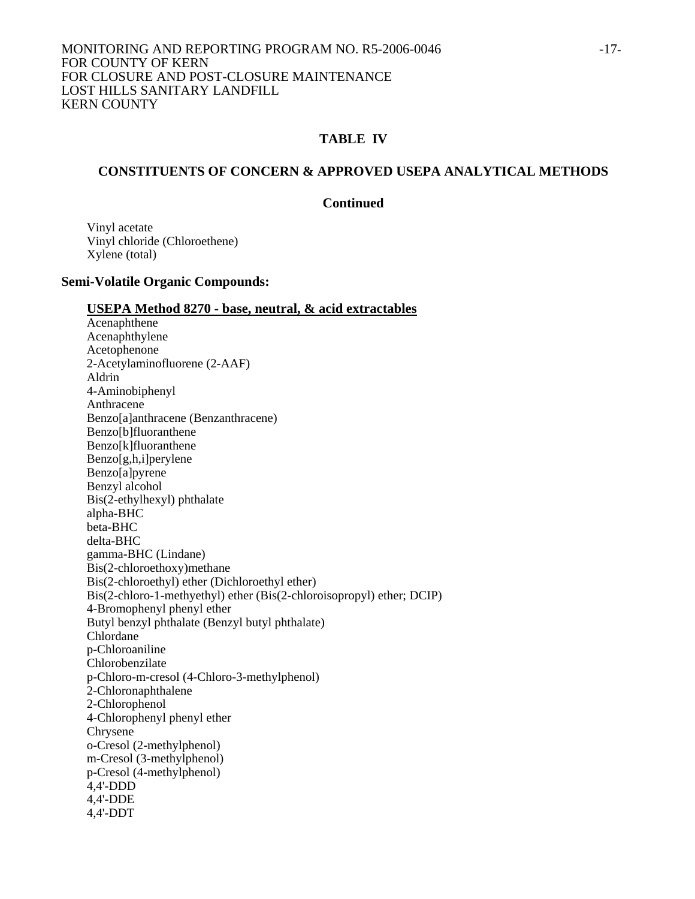## TABLE IV

## CONSTITUENTS OF CONCERN & APPROVED USEPA ANALYTICAL METHODS

### Continued

Vinyl acetate
Vinyl chloride (Chloroethene)
Xylene (total)

**Semi-Volatile Organic Compounds:**

**USEPA Method 8270 - base, neutral, & acid extractables**

Acenaphthene
Acenaphthylene
Acetophenone
2-Acetylaminofluorene (2-AAF)
Aldrin
4-Aminobiphenyl
Anthracene
Benzo[a]anthracene (Benzanthracene)
Benzo[b]fluoranthene
Benzo[k]fluoranthene
Benzo[g,h,i]perylene
Benzo[a]pyrene
Benzyl alcohol
Bis(2-ethylhexyl) phthalate
alpha-BHC
beta-BHC
delta-BHC
gamma-BHC (Lindane)
Bis(2-chloroethoxy)methane
Bis(2-chloroethyl) ether (Dichloroethyl ether)
Bis(2-chloro-1-methyethyl) ether (Bis(2-chloroisopropyl) ether; DCIP)
4-Bromophenyl phenyl ether
Butyl benzyl phthalate (Benzyl butyl phthalate)
Chlordane
p-Chloroaniline
Chlorobenzilate
p-Chloro-m-cresol (4-Chloro-3-methylphenol)
2-Chloronaphthalene
2-Chlorophenol
4-Chlorophenyl phenyl ether
Chrysene
o-Cresol (2-methylphenol)
m-Cresol (3-methylphenol)
p-Cresol (4-methylphenol)
4,4'-DDD
4,4'-DDE
4,4'-DDT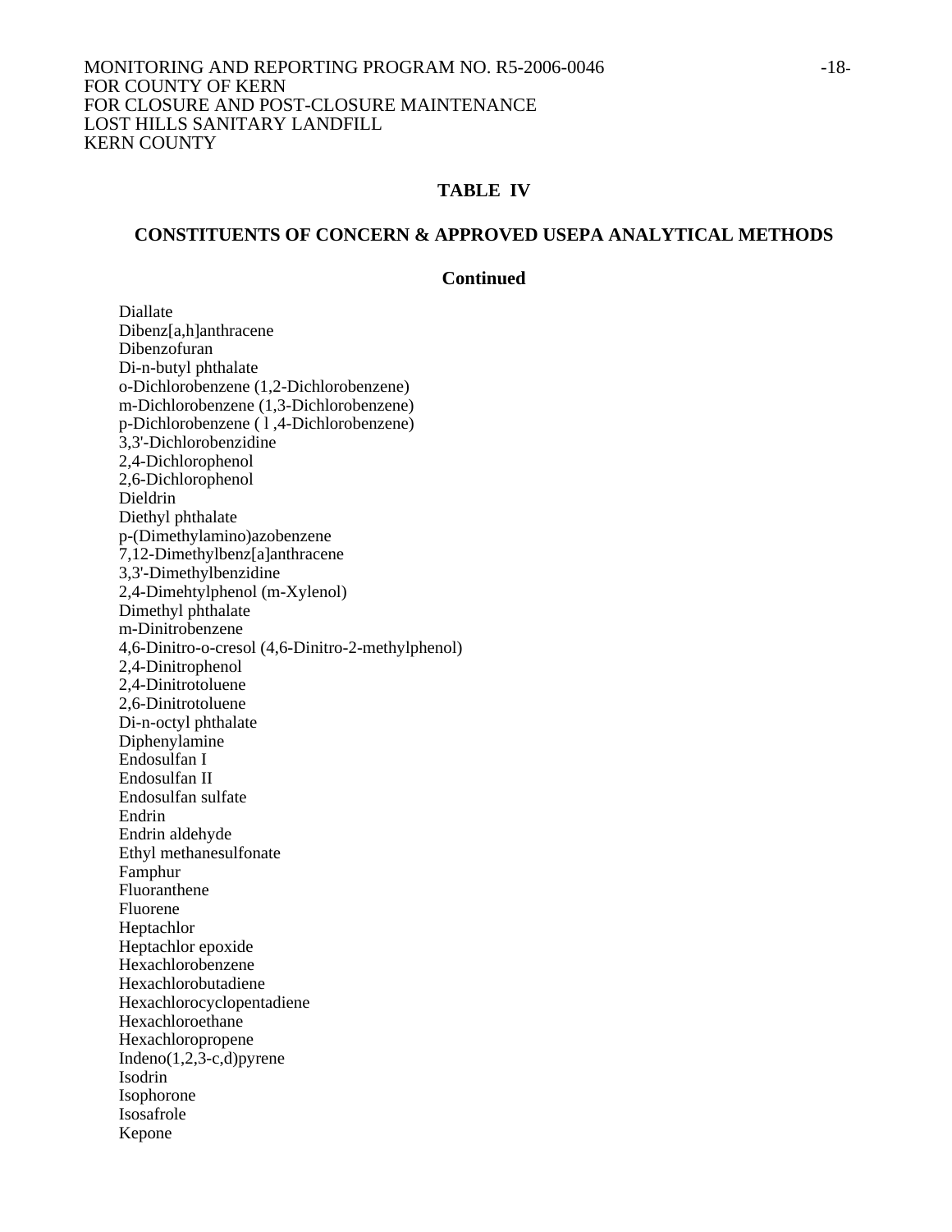## TABLE IV

## CONSTITUENTS OF CONCERN & APPROVED USEPA ANALYTICAL METHODS

**Continued**

Diallate
Dibenz[a,h]anthracene
Dibenzofuran
Di-n-butyl phthalate
o-Dichlorobenzene (1,2-Dichlorobenzene)
m-Dichlorobenzene (1,3-Dichlorobenzene)
p-Dichlorobenzene ( l ,4-Dichlorobenzene)
3,3'-Dichlorobenzidine
2,4-Dichlorophenol
2,6-Dichlorophenol
Dieldrin
Diethyl phthalate
p-(Dimethylamino)azobenzene
7,12-Dimethylbenz[a]anthracene
3,3'-Dimethylbenzidine
2,4-Dimehtylphenol (m-Xylenol)
Dimethyl phthalate
m-Dinitrobenzene
4,6-Dinitro-o-cresol (4,6-Dinitro-2-methylphenol)
2,4-Dinitrophenol
2,4-Dinitrotoluene
2,6-Dinitrotoluene
Di-n-octyl phthalate
Diphenylamine
Endosulfan I
Endosulfan II
Endosulfan sulfate
Endrin
Endrin aldehyde
Ethyl methanesulfonate
Famphur
Fluoranthene
Fluorene
Heptachlor
Heptachlor epoxide
Hexachlorobenzene
Hexachlorobutadiene
Hexachlorocyclopentadiene
Hexachloroethane
Hexachloropropene
Indeno(1,2,3-c,d)pyrene
Isodrin
Isophorone
Isosafrole
Kepone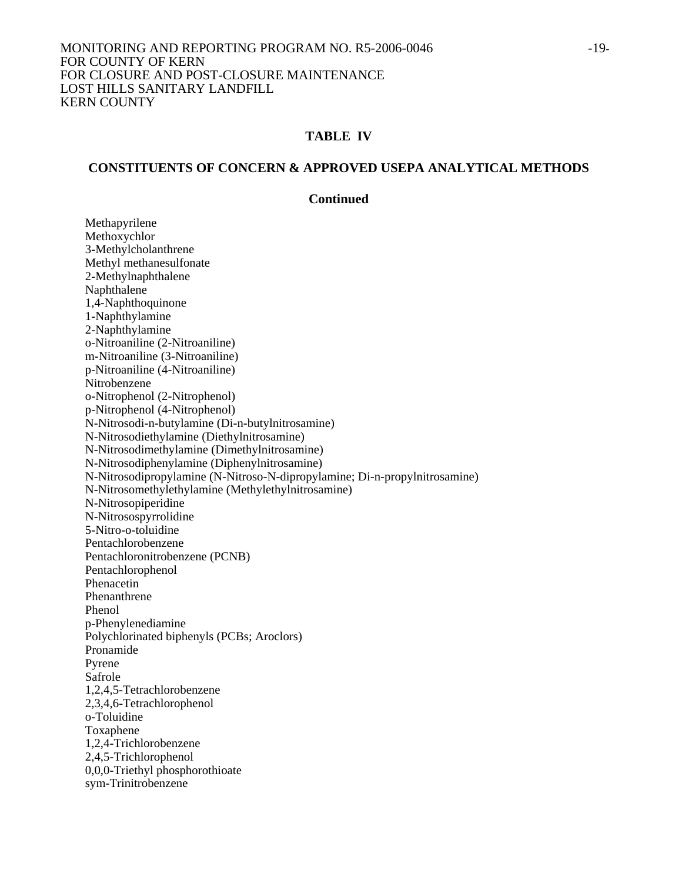## TABLE IV

## CONSTITUENTS OF CONCERN & APPROVED USEPA ANALYTICAL METHODS

**Continued**

Methapyrilene
Methoxychlor
3-Methylcholanthrene
Methyl methanesulfonate
2-Methylnaphthalene
Naphthalene
1,4-Naphthoquinone
1-Naphthylamine
2-Naphthylamine
o-Nitroaniline (2-Nitroaniline)
m-Nitroaniline (3-Nitroaniline)
p-Nitroaniline (4-Nitroaniline)
Nitrobenzene
o-Nitrophenol (2-Nitrophenol)
p-Nitrophenol (4-Nitrophenol)
N-Nitrosodi-n-butylamine (Di-n-butylnitrosamine)
N-Nitrosodiethylamine (Diethylnitrosamine)
N-Nitrosodimethylamine (Dimethylnitrosamine)
N-Nitrosodiphenylamine (Diphenylnitrosamine)
N-Nitrosodipropylamine (N-Nitroso-N-dipropylamine; Di-n-propylnitrosamine)
N-Nitrosomethylethylamine (Methylethylnitrosamine)
N-Nitrosopiperidine
N-Nitrosospyrrolidine
5-Nitro-o-toluidine
Pentachlorobenzene
Pentachloronitrobenzene (PCNB)
Pentachlorophenol
Phenacetin
Phenanthrene
Phenol
p-Phenylenediamine
Polychlorinated biphenyls (PCBs; Aroclors)
Pronamide
Pyrene
Safrole
1,2,4,5-Tetrachlorobenzene
2,3,4,6-Tetrachlorophenol
o-Toluidine
Toxaphene
1,2,4-Trichlorobenzene
2,4,5-Trichlorophenol
0,0,0-Triethyl phosphorothioate
sym-Trinitrobenzene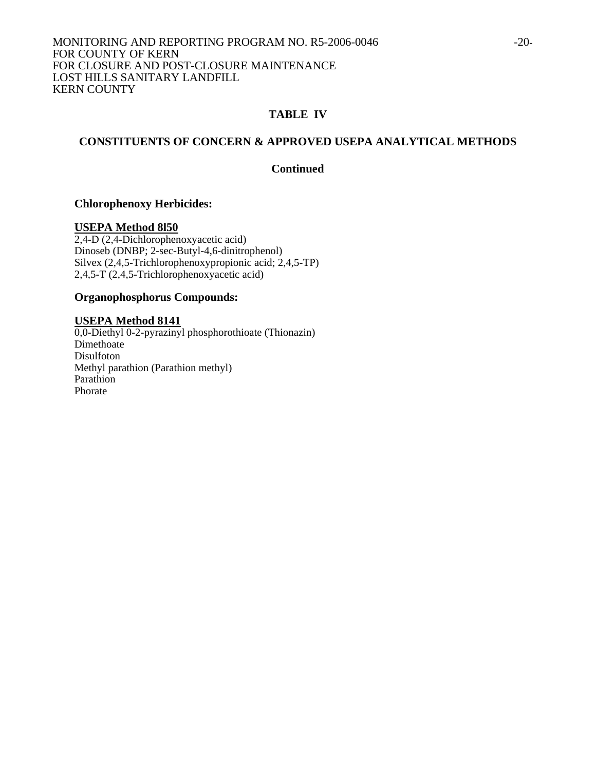**TABLE IV**

**CONSTITUENTS OF CONCERN & APPROVED USEPA ANALYTICAL METHODS**

**Continued**

**Chlorophenoxy Herbicides:**

**USEPA Method 8l50**

2,4-D (2,4-Dichlorophenoxyacetic acid)
Dinoseb (DNBP; 2-sec-Butyl-4,6-dinitrophenol)
Silvex (2,4,5-Trichlorophenoxypropionic acid; 2,4,5-TP)
2,4,5-T (2,4,5-Trichlorophenoxyacetic acid)

**Organophosphorus Compounds:**

**USEPA Method 8141**

0,0-Diethyl 0-2-pyrazinyl phosphorothioate (Thionazin)
Dimethoate
Disulfoton
Methyl parathion (Parathion methyl)
Parathion
Phorate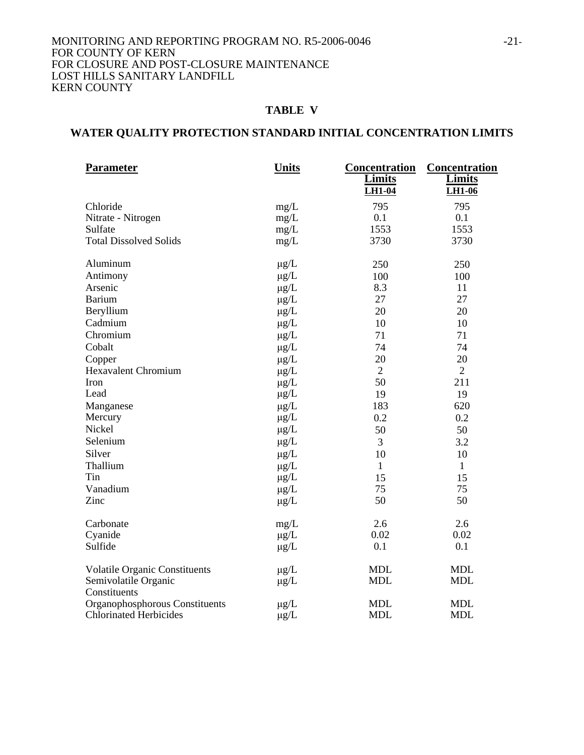## TABLE V

## WATER QUALITY PROTECTION STANDARD INITIAL CONCENTRATION LIMITS

| Parameter | Units | Concentration Limits LH1-04 | Concentration Limits LH1-06 |
|---|---|---|---|
| Chloride | mg/L | 795 | 795 |
| Nitrate - Nitrogen | mg/L | 0.1 | 0.1 |
| Sulfate | mg/L | 1553 | 1553 |
| Total Dissolved Solids | mg/L | 3730 | 3730 |
| | | | |
| Aluminum | µg/L | 250 | 250 |
| Antimony | µg/L | 100 | 100 |
| Arsenic | µg/L | 8.3 | 11 |
| Barium | µg/L | 27 | 27 |
| Beryllium | µg/L | 20 | 20 |
| Cadmium | µg/L | 10 | 10 |
| Chromium | µg/L | 71 | 71 |
| Cobalt | µg/L | 74 | 74 |
| Copper | µg/L | 20 | 20 |
| Hexavalent Chromium | µg/L | 2 | 2 |
| Iron | µg/L | 50 | 211 |
| Lead | µg/L | 19 | 19 |
| Manganese | µg/L | 183 | 620 |
| Mercury | µg/L | 0.2 | 0.2 |
| Nickel | µg/L | 50 | 50 |
| Selenium | µg/L | 3 | 3.2 |
| Silver | µg/L | 10 | 10 |
| Thallium | µg/L | 1 | 1 |
| Tin | µg/L | 15 | 15 |
| Vanadium | µg/L | 75 | 75 |
| Zinc | µg/L | 50 | 50 |
| | | | |
| Carbonate | mg/L | 2.6 | 2.6 |
| Cyanide | µg/L | 0.02 | 0.02 |
| Sulfide | µg/L | 0.1 | 0.1 |
| | | | |
| Volatile Organic Constituents | µg/L | MDL | MDL |
| Semivolatile Organic Constituents | µg/L | MDL | MDL |
| Organophosphorous Constituents | µg/L | MDL | MDL |
| Chlorinated Herbicides | µg/L | MDL | MDL |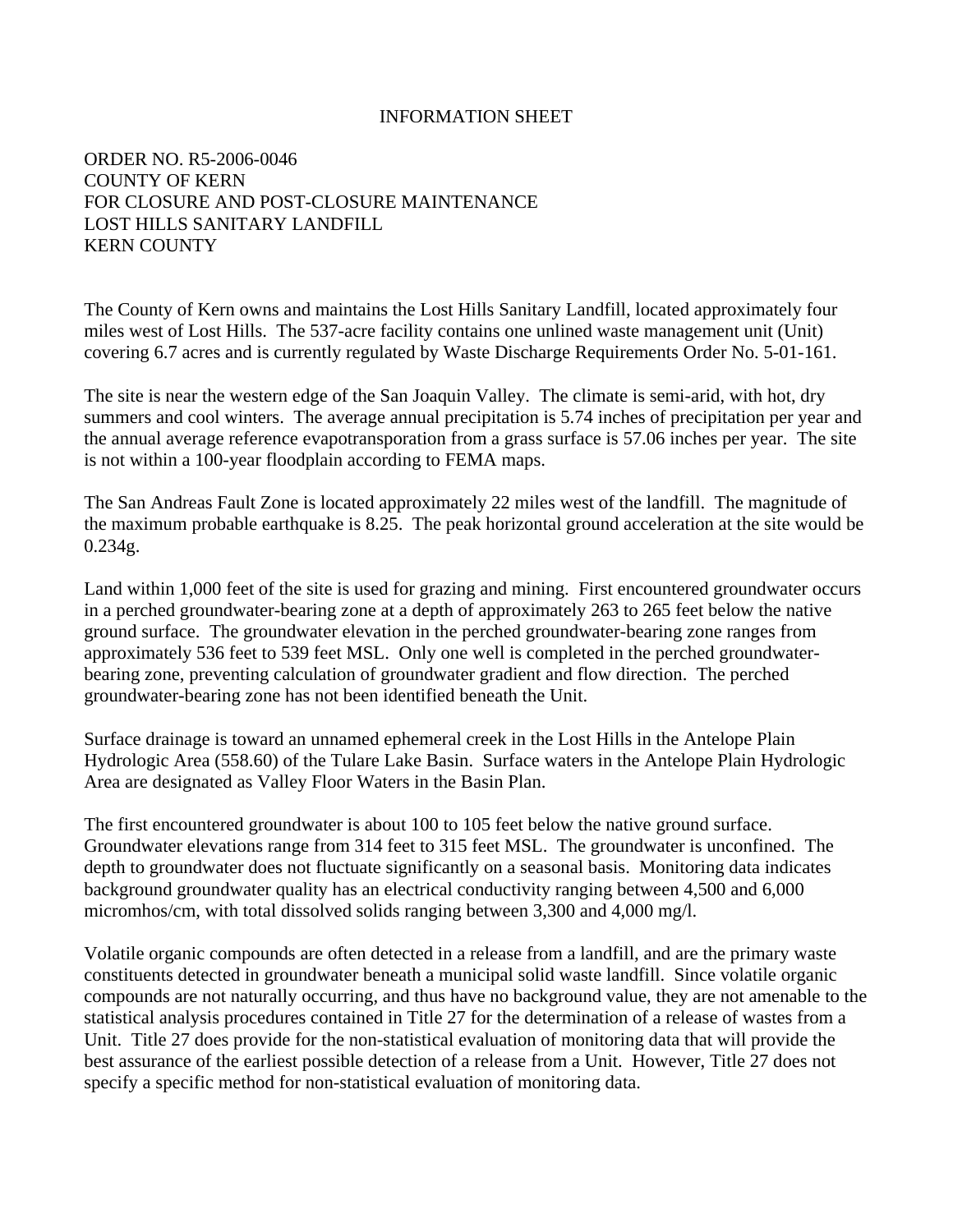INFORMATION SHEET

ORDER NO. R5-2006-0046
COUNTY OF KERN
FOR CLOSURE AND POST-CLOSURE MAINTENANCE
LOST HILLS SANITARY LANDFILL
KERN COUNTY

The County of Kern owns and maintains the Lost Hills Sanitary Landfill, located approximately four miles west of Lost Hills. The 537-acre facility contains one unlined waste management unit (Unit) covering 6.7 acres and is currently regulated by Waste Discharge Requirements Order No. 5-01-161.

The site is near the western edge of the San Joaquin Valley. The climate is semi-arid, with hot, dry summers and cool winters. The average annual precipitation is 5.74 inches of precipitation per year and the annual average reference evapotransporation from a grass surface is 57.06 inches per year. The site is not within a 100-year floodplain according to FEMA maps.

The San Andreas Fault Zone is located approximately 22 miles west of the landfill. The magnitude of the maximum probable earthquake is 8.25. The peak horizontal ground acceleration at the site would be 0.234g.

Land within 1,000 feet of the site is used for grazing and mining. First encountered groundwater occurs in a perched groundwater-bearing zone at a depth of approximately 263 to 265 feet below the native ground surface. The groundwater elevation in the perched groundwater-bearing zone ranges from approximately 536 feet to 539 feet MSL. Only one well is completed in the perched groundwater-bearing zone, preventing calculation of groundwater gradient and flow direction. The perched groundwater-bearing zone has not been identified beneath the Unit.

Surface drainage is toward an unnamed ephemeral creek in the Lost Hills in the Antelope Plain Hydrologic Area (558.60) of the Tulare Lake Basin. Surface waters in the Antelope Plain Hydrologic Area are designated as Valley Floor Waters in the Basin Plan.

The first encountered groundwater is about 100 to 105 feet below the native ground surface. Groundwater elevations range from 314 feet to 315 feet MSL. The groundwater is unconfined. The depth to groundwater does not fluctuate significantly on a seasonal basis. Monitoring data indicates background groundwater quality has an electrical conductivity ranging between 4,500 and 6,000 micromhos/cm, with total dissolved solids ranging between 3,300 and 4,000 mg/l.

Volatile organic compounds are often detected in a release from a landfill, and are the primary waste constituents detected in groundwater beneath a municipal solid waste landfill. Since volatile organic compounds are not naturally occurring, and thus have no background value, they are not amenable to the statistical analysis procedures contained in Title 27 for the determination of a release of wastes from a Unit. Title 27 does provide for the non-statistical evaluation of monitoring data that will provide the best assurance of the earliest possible detection of a release from a Unit. However, Title 27 does not specify a specific method for non-statistical evaluation of monitoring data.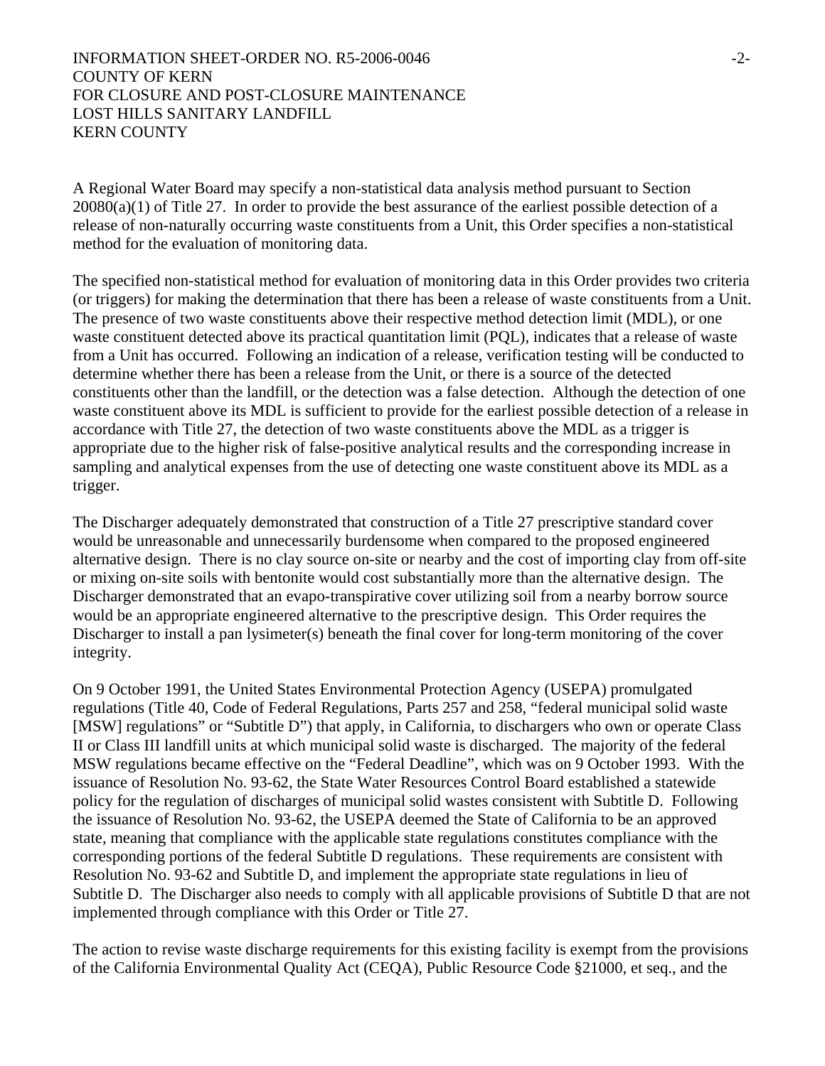A Regional Water Board may specify a non-statistical data analysis method pursuant to Section 20080(a)(1) of Title 27. In order to provide the best assurance of the earliest possible detection of a release of non-naturally occurring waste constituents from a Unit, this Order specifies a non-statistical method for the evaluation of monitoring data.

The specified non-statistical method for evaluation of monitoring data in this Order provides two criteria (or triggers) for making the determination that there has been a release of waste constituents from a Unit. The presence of two waste constituents above their respective method detection limit (MDL), or one waste constituent detected above its practical quantitation limit (PQL), indicates that a release of waste from a Unit has occurred. Following an indication of a release, verification testing will be conducted to determine whether there has been a release from the Unit, or there is a source of the detected constituents other than the landfill, or the detection was a false detection. Although the detection of one waste constituent above its MDL is sufficient to provide for the earliest possible detection of a release in accordance with Title 27, the detection of two waste constituents above the MDL as a trigger is appropriate due to the higher risk of false-positive analytical results and the corresponding increase in sampling and analytical expenses from the use of detecting one waste constituent above its MDL as a trigger.

The Discharger adequately demonstrated that construction of a Title 27 prescriptive standard cover would be unreasonable and unnecessarily burdensome when compared to the proposed engineered alternative design. There is no clay source on-site or nearby and the cost of importing clay from off-site or mixing on-site soils with bentonite would cost substantially more than the alternative design. The Discharger demonstrated that an evapo-transpirative cover utilizing soil from a nearby borrow source would be an appropriate engineered alternative to the prescriptive design. This Order requires the Discharger to install a pan lysimeter(s) beneath the final cover for long-term monitoring of the cover integrity.

On 9 October 1991, the United States Environmental Protection Agency (USEPA) promulgated regulations (Title 40, Code of Federal Regulations, Parts 257 and 258, "federal municipal solid waste [MSW] regulations" or "Subtitle D") that apply, in California, to dischargers who own or operate Class II or Class III landfill units at which municipal solid waste is discharged. The majority of the federal MSW regulations became effective on the "Federal Deadline", which was on 9 October 1993. With the issuance of Resolution No. 93-62, the State Water Resources Control Board established a statewide policy for the regulation of discharges of municipal solid wastes consistent with Subtitle D. Following the issuance of Resolution No. 93-62, the USEPA deemed the State of California to be an approved state, meaning that compliance with the applicable state regulations constitutes compliance with the corresponding portions of the federal Subtitle D regulations. These requirements are consistent with Resolution No. 93-62 and Subtitle D, and implement the appropriate state regulations in lieu of Subtitle D. The Discharger also needs to comply with all applicable provisions of Subtitle D that are not implemented through compliance with this Order or Title 27.

The action to revise waste discharge requirements for this existing facility is exempt from the provisions of the California Environmental Quality Act (CEQA), Public Resource Code §21000, et seq., and the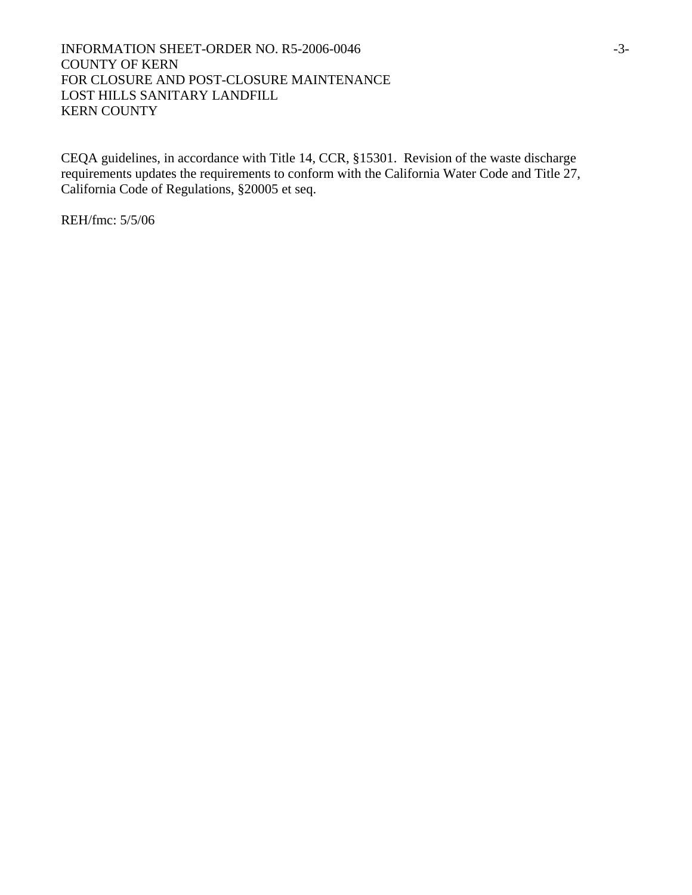CEQA guidelines, in accordance with Title 14, CCR, §15301. Revision of the waste discharge requirements updates the requirements to conform with the California Water Code and Title 27, California Code of Regulations, §20005 et seq.

REH/fmc: 5/5/06